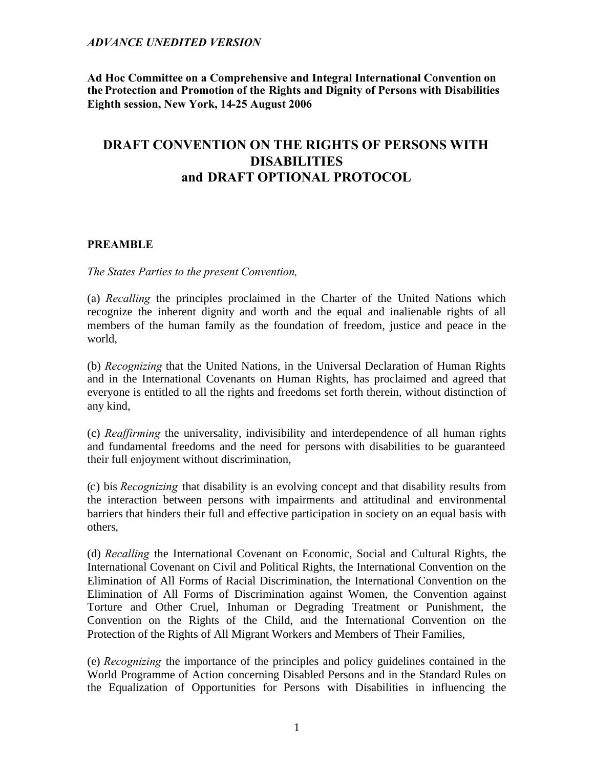*ADVANCE UNEDITED VERSION*

**Ad Hoc Committee on a Comprehensive and Integral International Convention on the Protection and Promotion of the Rights and Dignity of Persons with Disabilities**
**Eighth session, New York, 14-25 August 2006**

# DRAFT CONVENTION ON THE RIGHTS OF PERSONS WITH DISABILITIES and DRAFT OPTIONAL PROTOCOL

## PREAMBLE

*The States Parties to the present Convention,*

(a) *Recalling* the principles proclaimed in the Charter of the United Nations which recognize the inherent dignity and worth and the equal and inalienable rights of all members of the human family as the foundation of freedom, justice and peace in the world,

(b) *Recognizing* that the United Nations, in the Universal Declaration of Human Rights and in the International Covenants on Human Rights, has proclaimed and agreed that everyone is entitled to all the rights and freedoms set forth therein, without distinction of any kind,

(c) *Reaffirming* the universality, indivisibility and interdependence of all human rights and fundamental freedoms and the need for persons with disabilities to be guaranteed their full enjoyment without discrimination,

(c) bis *Recognizing* that disability is an evolving concept and that disability results from the interaction between persons with impairments and attitudinal and environmental barriers that hinders their full and effective participation in society on an equal basis with others,

(d) *Recalling* the International Covenant on Economic, Social and Cultural Rights, the International Covenant on Civil and Political Rights, the International Convention on the Elimination of All Forms of Racial Discrimination, the International Convention on the Elimination of All Forms of Discrimination against Women, the Convention against Torture and Other Cruel, Inhuman or Degrading Treatment or Punishment, the Convention on the Rights of the Child, and the International Convention on the Protection of the Rights of All Migrant Workers and Members of Their Families,

(e) *Recognizing* the importance of the principles and policy guidelines contained in the World Programme of Action concerning Disabled Persons and in the Standard Rules on the Equalization of Opportunities for Persons with Disabilities in influencing the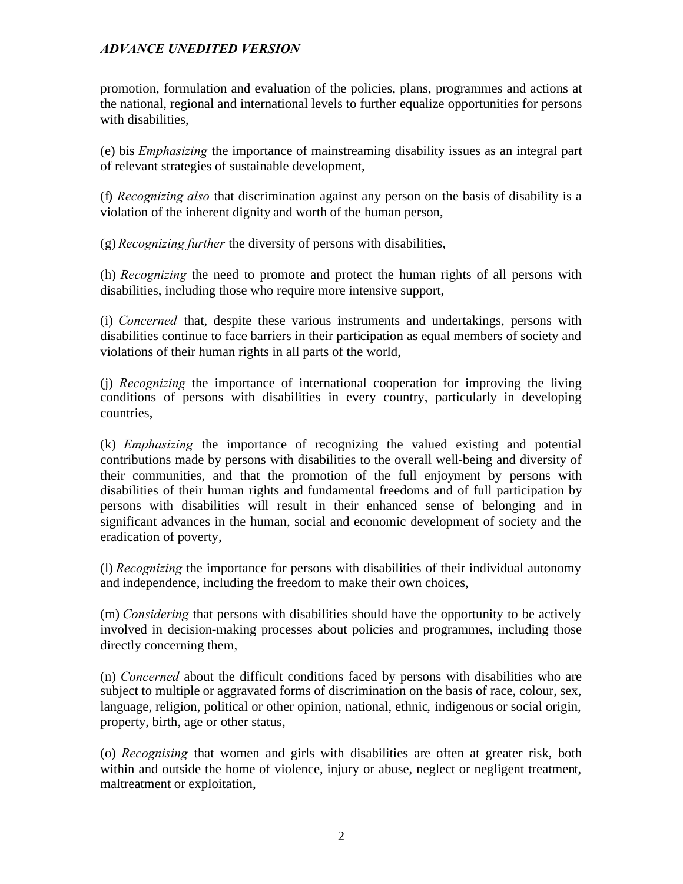promotion, formulation and evaluation of the policies, plans, programmes and actions at the national, regional and international levels to further equalize opportunities for persons with disabilities,

(e) bis *Emphasizing* the importance of mainstreaming disability issues as an integral part of relevant strategies of sustainable development,

(f) *Recognizing also* that discrimination against any person on the basis of disability is a violation of the inherent dignity and worth of the human person,

(g) *Recognizing further* the diversity of persons with disabilities,

(h) *Recognizing* the need to promote and protect the human rights of all persons with disabilities, including those who require more intensive support,

(i) *Concerned* that, despite these various instruments and undertakings, persons with disabilities continue to face barriers in their participation as equal members of society and violations of their human rights in all parts of the world,

(j) *Recognizing* the importance of international cooperation for improving the living conditions of persons with disabilities in every country, particularly in developing countries,

(k) *Emphasizing* the importance of recognizing the valued existing and potential contributions made by persons with disabilities to the overall well-being and diversity of their communities, and that the promotion of the full enjoyment by persons with disabilities of their human rights and fundamental freedoms and of full participation by persons with disabilities will result in their enhanced sense of belonging and in significant advances in the human, social and economic development of society and the eradication of poverty,

(l) *Recognizing* the importance for persons with disabilities of their individual autonomy and independence, including the freedom to make their own choices,

(m) *Considering* that persons with disabilities should have the opportunity to be actively involved in decision-making processes about policies and programmes, including those directly concerning them,

(n) *Concerned* about the difficult conditions faced by persons with disabilities who are subject to multiple or aggravated forms of discrimination on the basis of race, colour, sex, language, religion, political or other opinion, national, ethnic, indigenous or social origin, property, birth, age or other status,

(o) *Recognising* that women and girls with disabilities are often at greater risk, both within and outside the home of violence, injury or abuse, neglect or negligent treatment, maltreatment or exploitation,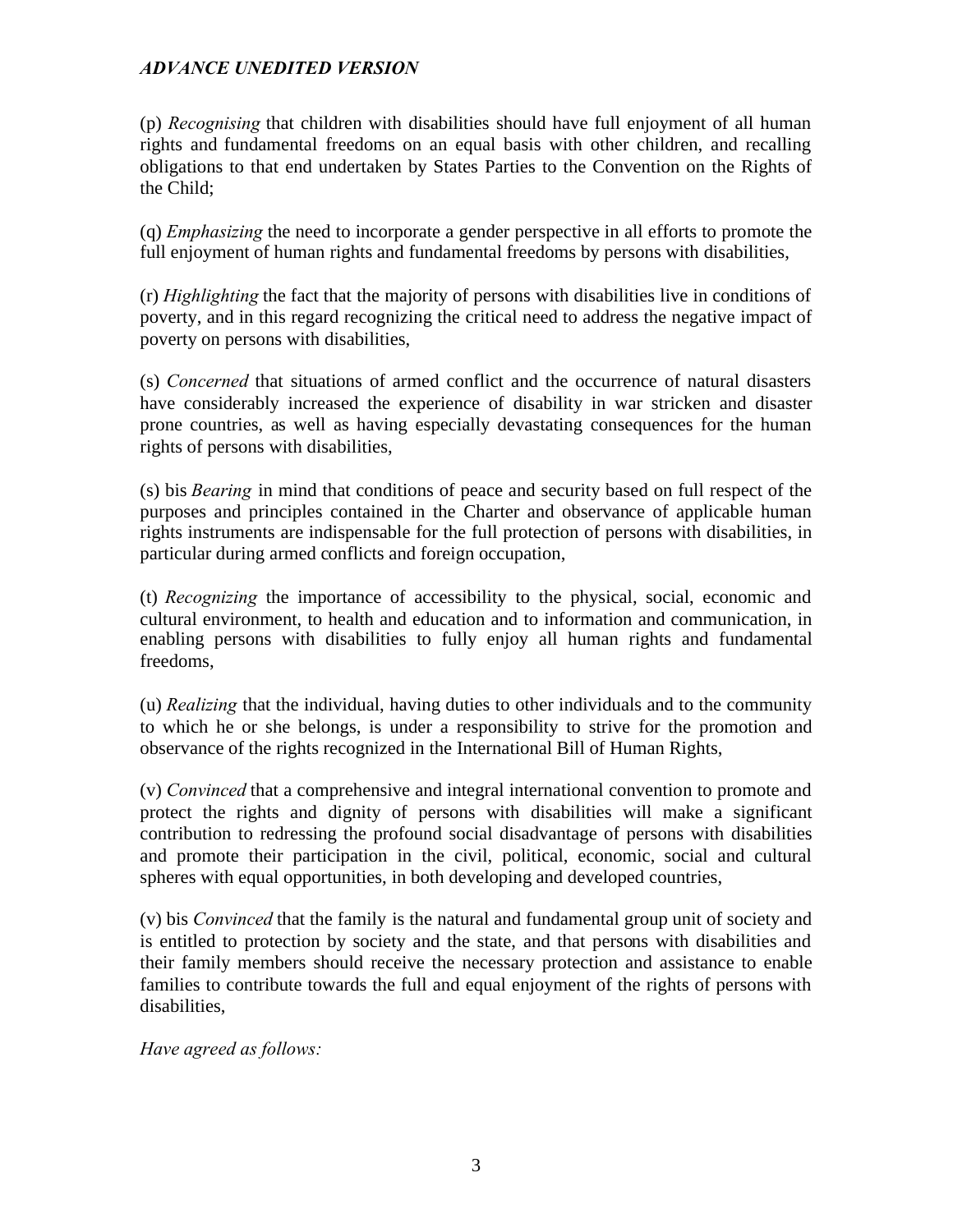(p) *Recognising* that children with disabilities should have full enjoyment of all human rights and fundamental freedoms on an equal basis with other children, and recalling obligations to that end undertaken by States Parties to the Convention on the Rights of the Child;

(q) *Emphasizing* the need to incorporate a gender perspective in all efforts to promote the full enjoyment of human rights and fundamental freedoms by persons with disabilities,

(r) *Highlighting* the fact that the majority of persons with disabilities live in conditions of poverty, and in this regard recognizing the critical need to address the negative impact of poverty on persons with disabilities,

(s) *Concerned* that situations of armed conflict and the occurrence of natural disasters have considerably increased the experience of disability in war stricken and disaster prone countries, as well as having especially devastating consequences for the human rights of persons with disabilities,

(s) bis *Bearing* in mind that conditions of peace and security based on full respect of the purposes and principles contained in the Charter and observance of applicable human rights instruments are indispensable for the full protection of persons with disabilities, in particular during armed conflicts and foreign occupation,

(t) *Recognizing* the importance of accessibility to the physical, social, economic and cultural environment, to health and education and to information and communication, in enabling persons with disabilities to fully enjoy all human rights and fundamental freedoms,

(u) *Realizing* that the individual, having duties to other individuals and to the community to which he or she belongs, is under a responsibility to strive for the promotion and observance of the rights recognized in the International Bill of Human Rights,

(v) *Convinced* that a comprehensive and integral international convention to promote and protect the rights and dignity of persons with disabilities will make a significant contribution to redressing the profound social disadvantage of persons with disabilities and promote their participation in the civil, political, economic, social and cultural spheres with equal opportunities, in both developing and developed countries,

(v) bis *Convinced* that the family is the natural and fundamental group unit of society and is entitled to protection by society and the state, and that persons with disabilities and their family members should receive the necessary protection and assistance to enable families to contribute towards the full and equal enjoyment of the rights of persons with disabilities,

*Have agreed as follows:*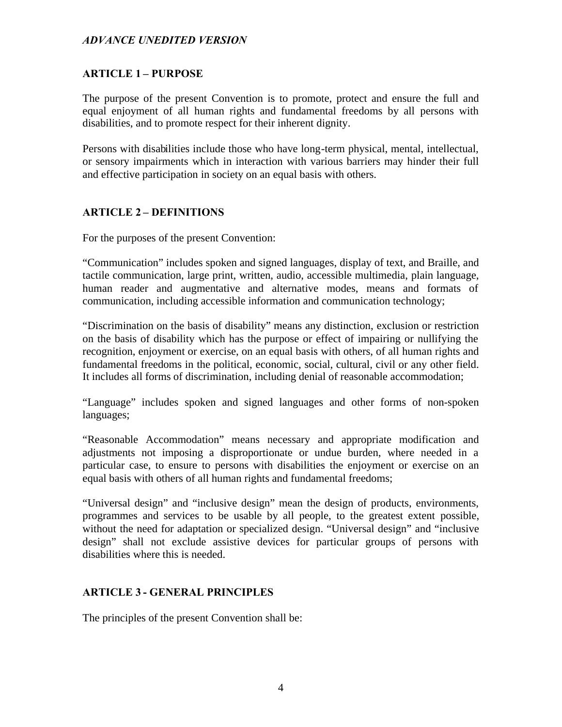## ARTICLE 1 – PURPOSE

The purpose of the present Convention is to promote, protect and ensure the full and equal enjoyment of all human rights and fundamental freedoms by all persons with disabilities, and to promote respect for their inherent dignity.

Persons with disabilities include those who have long-term physical, mental, intellectual, or sensory impairments which in interaction with various barriers may hinder their full and effective participation in society on an equal basis with others.

## ARTICLE 2 – DEFINITIONS

For the purposes of the present Convention:

"Communication" includes spoken and signed languages, display of text, and Braille, and tactile communication, large print, written, audio, accessible multimedia, plain language, human reader and augmentative and alternative modes, means and formats of communication, including accessible information and communication technology;

"Discrimination on the basis of disability" means any distinction, exclusion or restriction on the basis of disability which has the purpose or effect of impairing or nullifying the recognition, enjoyment or exercise, on an equal basis with others, of all human rights and fundamental freedoms in the political, economic, social, cultural, civil or any other field. It includes all forms of discrimination, including denial of reasonable accommodation;

"Language" includes spoken and signed languages and other forms of non-spoken languages;

"Reasonable Accommodation" means necessary and appropriate modification and adjustments not imposing a disproportionate or undue burden, where needed in a particular case, to ensure to persons with disabilities the enjoyment or exercise on an equal basis with others of all human rights and fundamental freedoms;

"Universal design" and "inclusive design" mean the design of products, environments, programmes and services to be usable by all people, to the greatest extent possible, without the need for adaptation or specialized design. "Universal design" and "inclusive design" shall not exclude assistive devices for particular groups of persons with disabilities where this is needed.

## ARTICLE 3 - GENERAL PRINCIPLES

The principles of the present Convention shall be: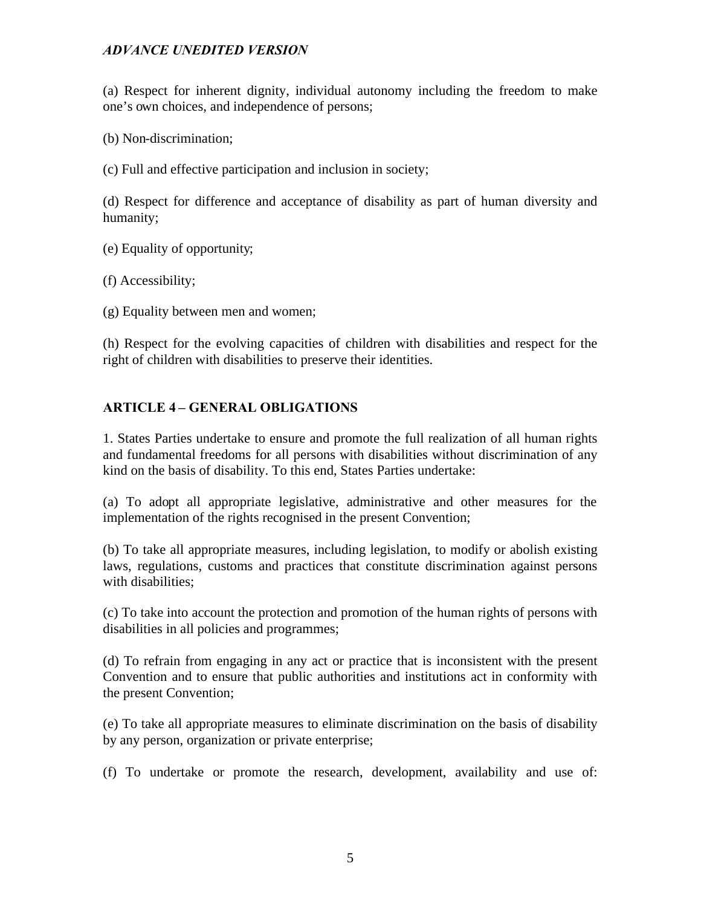(a) Respect for inherent dignity, individual autonomy including the freedom to make one's own choices, and independence of persons;

(b) Non-discrimination;

(c) Full and effective participation and inclusion in society;

(d) Respect for difference and acceptance of disability as part of human diversity and humanity;

(e) Equality of opportunity;

(f) Accessibility;

(g) Equality between men and women;

(h) Respect for the evolving capacities of children with disabilities and respect for the right of children with disabilities to preserve their identities.

## ARTICLE 4 – GENERAL OBLIGATIONS

1. States Parties undertake to ensure and promote the full realization of all human rights and fundamental freedoms for all persons with disabilities without discrimination of any kind on the basis of disability. To this end, States Parties undertake:

(a) To adopt all appropriate legislative, administrative and other measures for the implementation of the rights recognised in the present Convention;

(b) To take all appropriate measures, including legislation, to modify or abolish existing laws, regulations, customs and practices that constitute discrimination against persons with disabilities;

(c) To take into account the protection and promotion of the human rights of persons with disabilities in all policies and programmes;

(d) To refrain from engaging in any act or practice that is inconsistent with the present Convention and to ensure that public authorities and institutions act in conformity with the present Convention;

(e) To take all appropriate measures to eliminate discrimination on the basis of disability by any person, organization or private enterprise;

(f) To undertake or promote the research, development, availability and use of: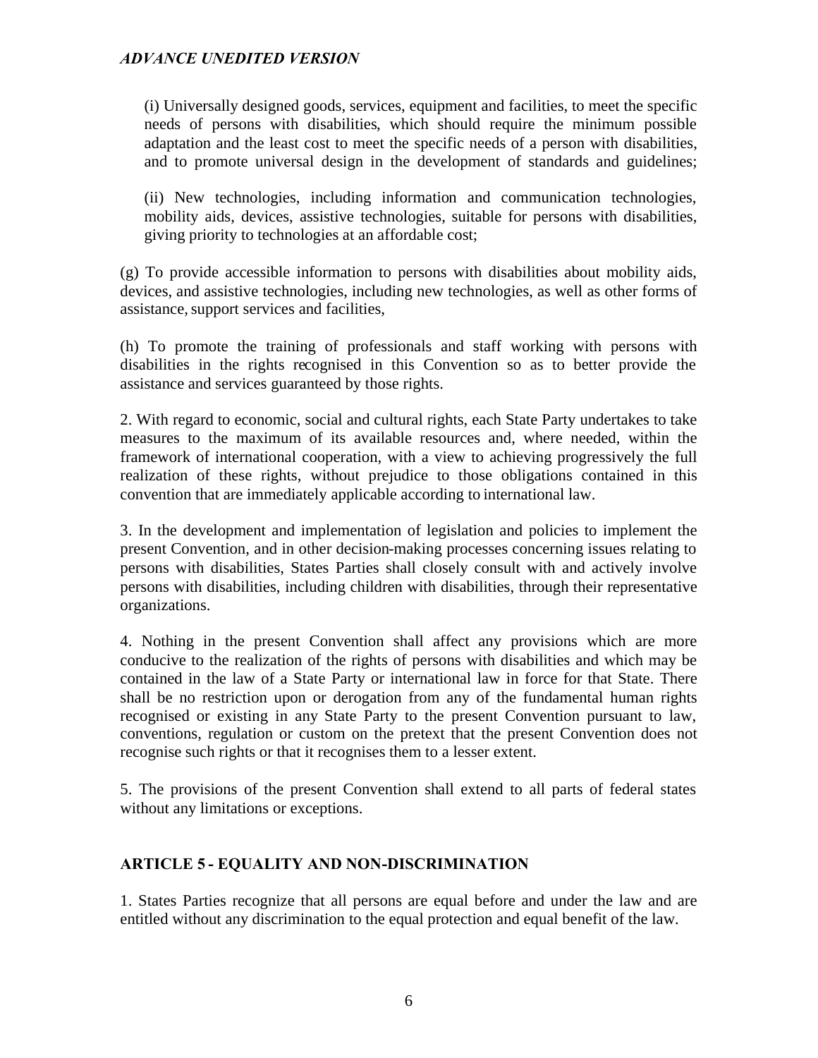(i) Universally designed goods, services, equipment and facilities, to meet the specific needs of persons with disabilities, which should require the minimum possible adaptation and the least cost to meet the specific needs of a person with disabilities, and to promote universal design in the development of standards and guidelines;

(ii) New technologies, including information and communication technologies, mobility aids, devices, assistive technologies, suitable for persons with disabilities, giving priority to technologies at an affordable cost;

(g) To provide accessible information to persons with disabilities about mobility aids, devices, and assistive technologies, including new technologies, as well as other forms of assistance, support services and facilities,

(h) To promote the training of professionals and staff working with persons with disabilities in the rights recognised in this Convention so as to better provide the assistance and services guaranteed by those rights.

2. With regard to economic, social and cultural rights, each State Party undertakes to take measures to the maximum of its available resources and, where needed, within the framework of international cooperation, with a view to achieving progressively the full realization of these rights, without prejudice to those obligations contained in this convention that are immediately applicable according to international law.

3. In the development and implementation of legislation and policies to implement the present Convention, and in other decision-making processes concerning issues relating to persons with disabilities, States Parties shall closely consult with and actively involve persons with disabilities, including children with disabilities, through their representative organizations.

4. Nothing in the present Convention shall affect any provisions which are more conducive to the realization of the rights of persons with disabilities and which may be contained in the law of a State Party or international law in force for that State. There shall be no restriction upon or derogation from any of the fundamental human rights recognised or existing in any State Party to the present Convention pursuant to law, conventions, regulation or custom on the pretext that the present Convention does not recognise such rights or that it recognises them to a lesser extent.

5. The provisions of the present Convention shall extend to all parts of federal states without any limitations or exceptions.

## ARTICLE 5 - EQUALITY AND NON-DISCRIMINATION

1. States Parties recognize that all persons are equal before and under the law and are entitled without any discrimination to the equal protection and equal benefit of the law.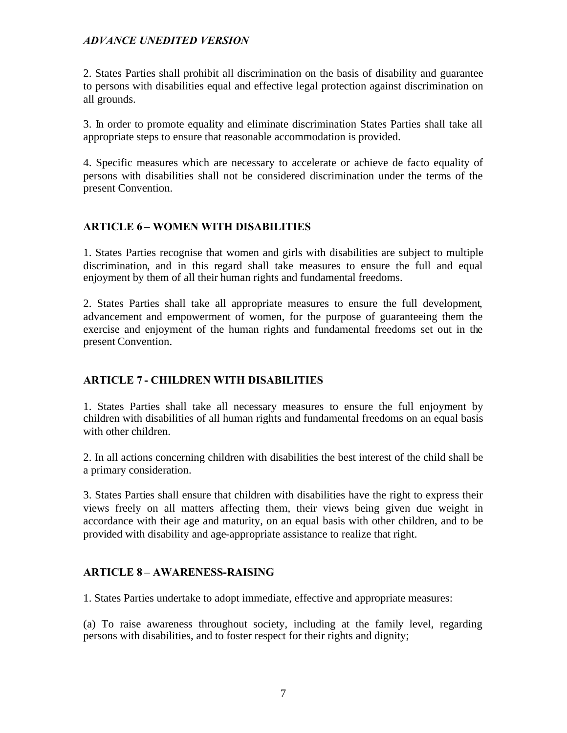2. States Parties shall prohibit all discrimination on the basis of disability and guarantee to persons with disabilities equal and effective legal protection against discrimination on all grounds.

3. In order to promote equality and eliminate discrimination States Parties shall take all appropriate steps to ensure that reasonable accommodation is provided.

4. Specific measures which are necessary to accelerate or achieve de facto equality of persons with disabilities shall not be considered discrimination under the terms of the present Convention.

## ARTICLE 6 – WOMEN WITH DISABILITIES

1. States Parties recognise that women and girls with disabilities are subject to multiple discrimination, and in this regard shall take measures to ensure the full and equal enjoyment by them of all their human rights and fundamental freedoms.

2. States Parties shall take all appropriate measures to ensure the full development, advancement and empowerment of women, for the purpose of guaranteeing them the exercise and enjoyment of the human rights and fundamental freedoms set out in the present Convention.

## ARTICLE 7 - CHILDREN WITH DISABILITIES

1. States Parties shall take all necessary measures to ensure the full enjoyment by children with disabilities of all human rights and fundamental freedoms on an equal basis with other children.

2. In all actions concerning children with disabilities the best interest of the child shall be a primary consideration.

3. States Parties shall ensure that children with disabilities have the right to express their views freely on all matters affecting them, their views being given due weight in accordance with their age and maturity, on an equal basis with other children, and to be provided with disability and age-appropriate assistance to realize that right.

## ARTICLE 8 – AWARENESS-RAISING

1. States Parties undertake to adopt immediate, effective and appropriate measures:

(a) To raise awareness throughout society, including at the family level, regarding persons with disabilities, and to foster respect for their rights and dignity;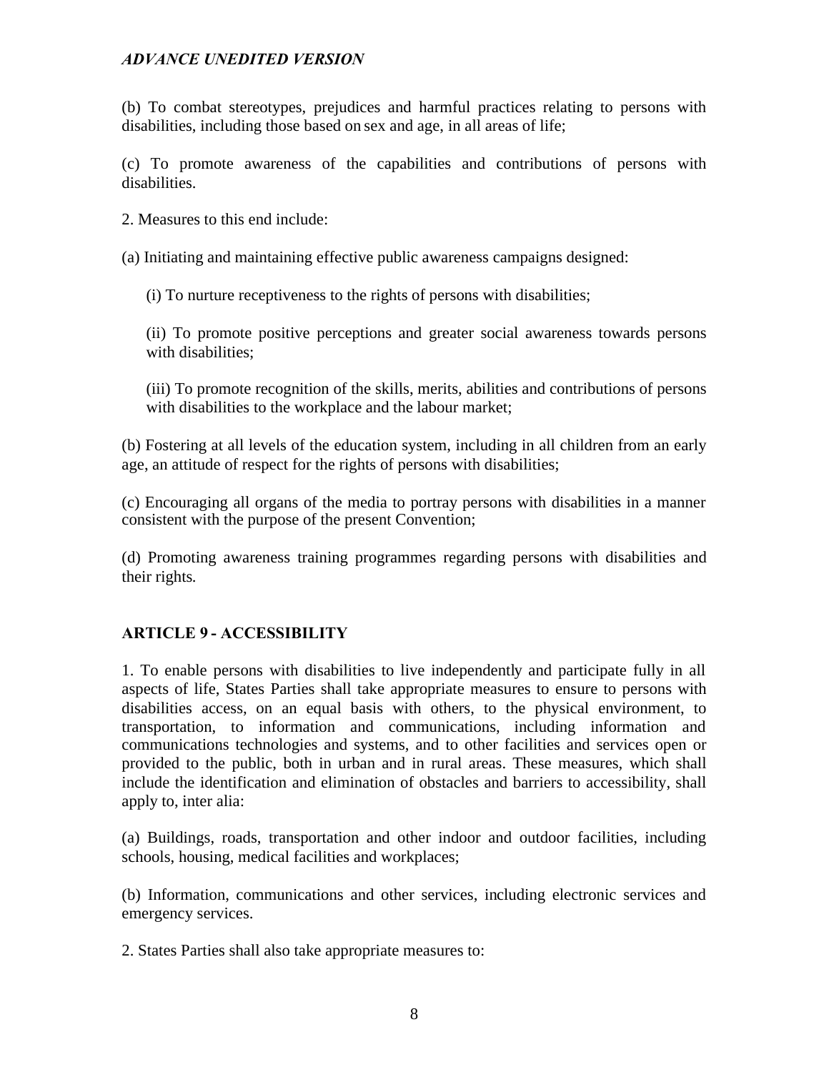(b) To combat stereotypes, prejudices and harmful practices relating to persons with disabilities, including those based on sex and age, in all areas of life;

(c) To promote awareness of the capabilities and contributions of persons with disabilities.

2. Measures to this end include:

(a) Initiating and maintaining effective public awareness campaigns designed:

(i) To nurture receptiveness to the rights of persons with disabilities;

(ii) To promote positive perceptions and greater social awareness towards persons with disabilities;

(iii) To promote recognition of the skills, merits, abilities and contributions of persons with disabilities to the workplace and the labour market;

(b) Fostering at all levels of the education system, including in all children from an early age, an attitude of respect for the rights of persons with disabilities;

(c) Encouraging all organs of the media to portray persons with disabilities in a manner consistent with the purpose of the present Convention;

(d) Promoting awareness training programmes regarding persons with disabilities and their rights.

## ARTICLE 9 - ACCESSIBILITY

1. To enable persons with disabilities to live independently and participate fully in all aspects of life, States Parties shall take appropriate measures to ensure to persons with disabilities access, on an equal basis with others, to the physical environment, to transportation, to information and communications, including information and communications technologies and systems, and to other facilities and services open or provided to the public, both in urban and in rural areas. These measures, which shall include the identification and elimination of obstacles and barriers to accessibility, shall apply to, inter alia:

(a) Buildings, roads, transportation and other indoor and outdoor facilities, including schools, housing, medical facilities and workplaces;

(b) Information, communications and other services, including electronic services and emergency services.

2. States Parties shall also take appropriate measures to: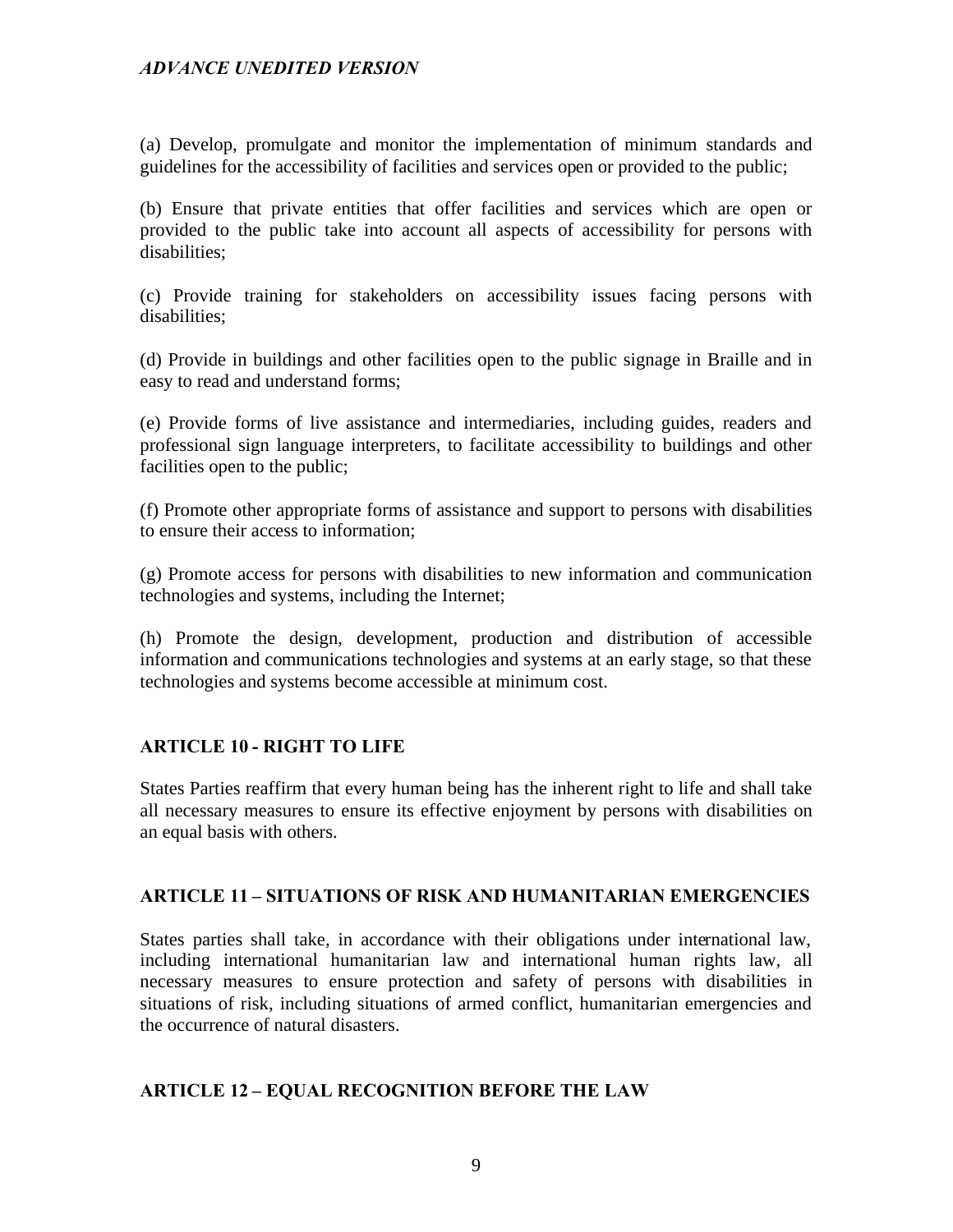(a) Develop, promulgate and monitor the implementation of minimum standards and guidelines for the accessibility of facilities and services open or provided to the public;

(b) Ensure that private entities that offer facilities and services which are open or provided to the public take into account all aspects of accessibility for persons with disabilities;

(c) Provide training for stakeholders on accessibility issues facing persons with disabilities;

(d) Provide in buildings and other facilities open to the public signage in Braille and in easy to read and understand forms;

(e) Provide forms of live assistance and intermediaries, including guides, readers and professional sign language interpreters, to facilitate accessibility to buildings and other facilities open to the public;

(f) Promote other appropriate forms of assistance and support to persons with disabilities to ensure their access to information;

(g) Promote access for persons with disabilities to new information and communication technologies and systems, including the Internet;

(h) Promote the design, development, production and distribution of accessible information and communications technologies and systems at an early stage, so that these technologies and systems become accessible at minimum cost.

## ARTICLE 10 - RIGHT TO LIFE

States Parties reaffirm that every human being has the inherent right to life and shall take all necessary measures to ensure its effective enjoyment by persons with disabilities on an equal basis with others.

## ARTICLE 11 – SITUATIONS OF RISK AND HUMANITARIAN EMERGENCIES

States parties shall take, in accordance with their obligations under international law, including international humanitarian law and international human rights law, all necessary measures to ensure protection and safety of persons with disabilities in situations of risk, including situations of armed conflict, humanitarian emergencies and the occurrence of natural disasters.

## ARTICLE 12 – EQUAL RECOGNITION BEFORE THE LAW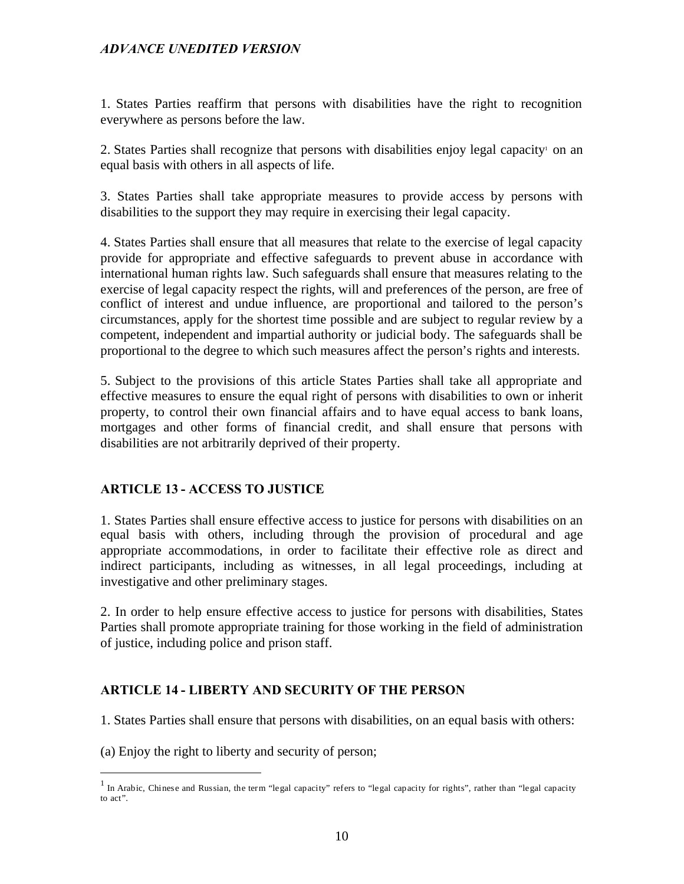1. States Parties reaffirm that persons with disabilities have the right to recognition everywhere as persons before the law.

2. States Parties shall recognize that persons with disabilities enjoy legal capacity[1] on an equal basis with others in all aspects of life.

3. States Parties shall take appropriate measures to provide access by persons with disabilities to the support they may require in exercising their legal capacity.

4. States Parties shall ensure that all measures that relate to the exercise of legal capacity provide for appropriate and effective safeguards to prevent abuse in accordance with international human rights law. Such safeguards shall ensure that measures relating to the exercise of legal capacity respect the rights, will and preferences of the person, are free of conflict of interest and undue influence, are proportional and tailored to the person's circumstances, apply for the shortest time possible and are subject to regular review by a competent, independent and impartial authority or judicial body. The safeguards shall be proportional to the degree to which such measures affect the person's rights and interests.

5. Subject to the provisions of this article States Parties shall take all appropriate and effective measures to ensure the equal right of persons with disabilities to own or inherit property, to control their own financial affairs and to have equal access to bank loans, mortgages and other forms of financial credit, and shall ensure that persons with disabilities are not arbitrarily deprived of their property.

## ARTICLE 13 - ACCESS TO JUSTICE

1. States Parties shall ensure effective access to justice for persons with disabilities on an equal basis with others, including through the provision of procedural and age appropriate accommodations, in order to facilitate their effective role as direct and indirect participants, including as witnesses, in all legal proceedings, including at investigative and other preliminary stages.

2. In order to help ensure effective access to justice for persons with disabilities, States Parties shall promote appropriate training for those working in the field of administration of justice, including police and prison staff.

## ARTICLE 14 - LIBERTY AND SECURITY OF THE PERSON

1. States Parties shall ensure that persons with disabilities, on an equal basis with others:

(a) Enjoy the right to liberty and security of person;

[1] In Arabic, Chinese and Russian, the term "legal capacity" refers to "legal capacity for rights", rather than "legal capacity to act".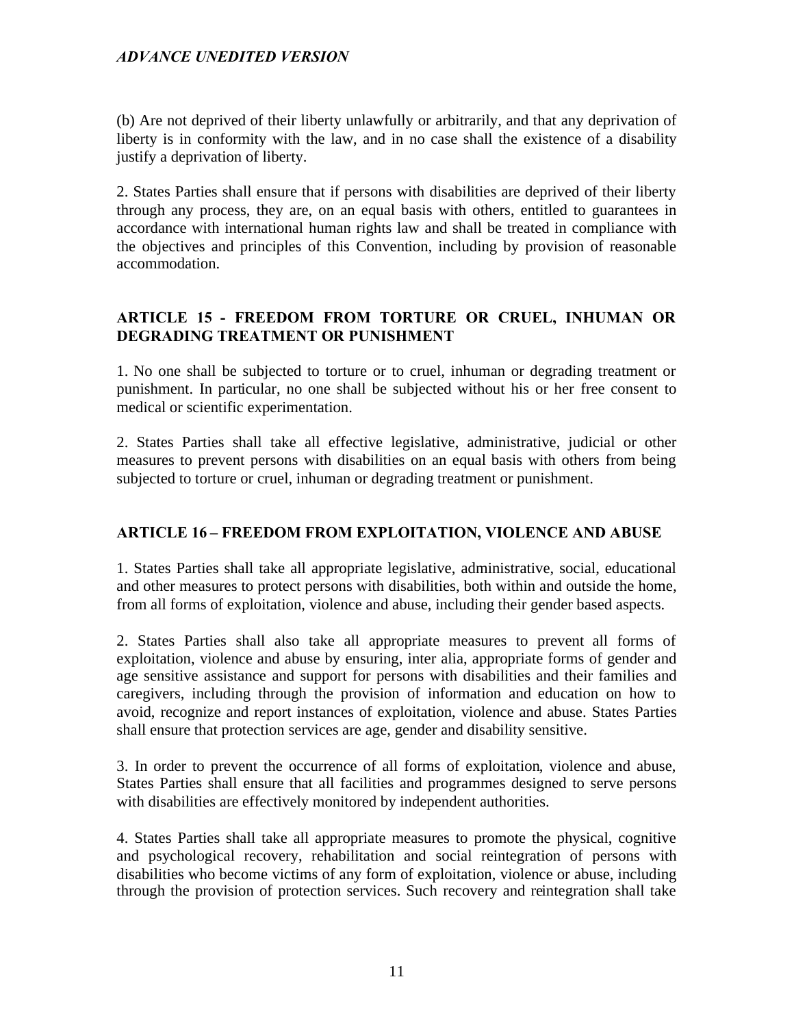(b) Are not deprived of their liberty unlawfully or arbitrarily, and that any deprivation of liberty is in conformity with the law, and in no case shall the existence of a disability justify a deprivation of liberty.

2. States Parties shall ensure that if persons with disabilities are deprived of their liberty through any process, they are, on an equal basis with others, entitled to guarantees in accordance with international human rights law and shall be treated in compliance with the objectives and principles of this Convention, including by provision of reasonable accommodation.

## ARTICLE 15 - FREEDOM FROM TORTURE OR CRUEL, INHUMAN OR DEGRADING TREATMENT OR PUNISHMENT

1. No one shall be subjected to torture or to cruel, inhuman or degrading treatment or punishment. In particular, no one shall be subjected without his or her free consent to medical or scientific experimentation.

2. States Parties shall take all effective legislative, administrative, judicial or other measures to prevent persons with disabilities on an equal basis with others from being subjected to torture or cruel, inhuman or degrading treatment or punishment.

## ARTICLE 16 – FREEDOM FROM EXPLOITATION, VIOLENCE AND ABUSE

1. States Parties shall take all appropriate legislative, administrative, social, educational and other measures to protect persons with disabilities, both within and outside the home, from all forms of exploitation, violence and abuse, including their gender based aspects.

2. States Parties shall also take all appropriate measures to prevent all forms of exploitation, violence and abuse by ensuring, inter alia, appropriate forms of gender and age sensitive assistance and support for persons with disabilities and their families and caregivers, including through the provision of information and education on how to avoid, recognize and report instances of exploitation, violence and abuse. States Parties shall ensure that protection services are age, gender and disability sensitive.

3. In order to prevent the occurrence of all forms of exploitation, violence and abuse, States Parties shall ensure that all facilities and programmes designed to serve persons with disabilities are effectively monitored by independent authorities.

4. States Parties shall take all appropriate measures to promote the physical, cognitive and psychological recovery, rehabilitation and social reintegration of persons with disabilities who become victims of any form of exploitation, violence or abuse, including through the provision of protection services. Such recovery and reintegration shall take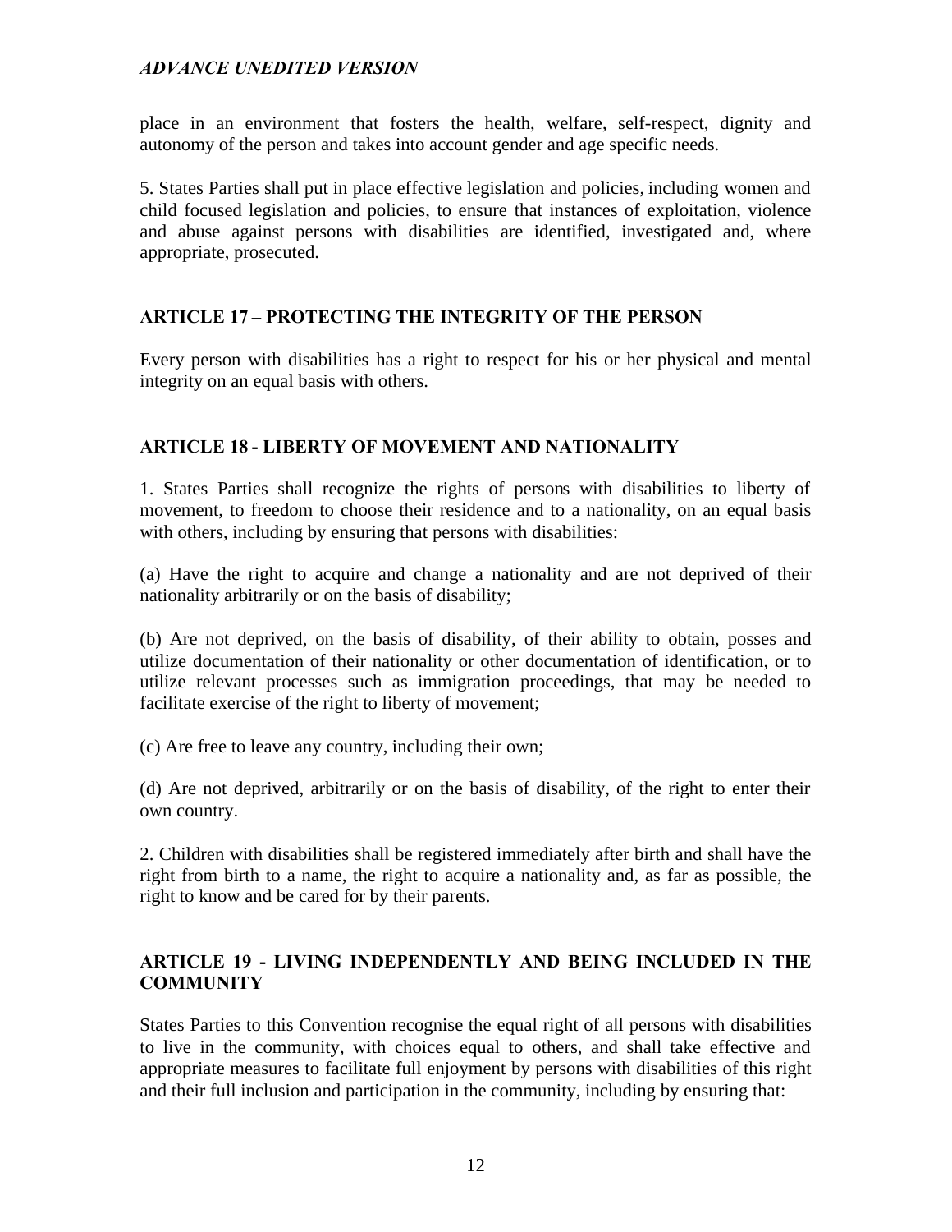place in an environment that fosters the health, welfare, self-respect, dignity and autonomy of the person and takes into account gender and age specific needs.

5. States Parties shall put in place effective legislation and policies, including women and child focused legislation and policies, to ensure that instances of exploitation, violence and abuse against persons with disabilities are identified, investigated and, where appropriate, prosecuted.

### ARTICLE 17 – PROTECTING THE INTEGRITY OF THE PERSON

Every person with disabilities has a right to respect for his or her physical and mental integrity on an equal basis with others.

### ARTICLE 18 - LIBERTY OF MOVEMENT AND NATIONALITY

1. States Parties shall recognize the rights of persons with disabilities to liberty of movement, to freedom to choose their residence and to a nationality, on an equal basis with others, including by ensuring that persons with disabilities:

(a) Have the right to acquire and change a nationality and are not deprived of their nationality arbitrarily or on the basis of disability;

(b) Are not deprived, on the basis of disability, of their ability to obtain, posses and utilize documentation of their nationality or other documentation of identification, or to utilize relevant processes such as immigration proceedings, that may be needed to facilitate exercise of the right to liberty of movement;

(c) Are free to leave any country, including their own;

(d) Are not deprived, arbitrarily or on the basis of disability, of the right to enter their own country.

2. Children with disabilities shall be registered immediately after birth and shall have the right from birth to a name, the right to acquire a nationality and, as far as possible, the right to know and be cared for by their parents.

### ARTICLE 19 - LIVING INDEPENDENTLY AND BEING INCLUDED IN THE COMMUNITY

States Parties to this Convention recognise the equal right of all persons with disabilities to live in the community, with choices equal to others, and shall take effective and appropriate measures to facilitate full enjoyment by persons with disabilities of this right and their full inclusion and participation in the community, including by ensuring that: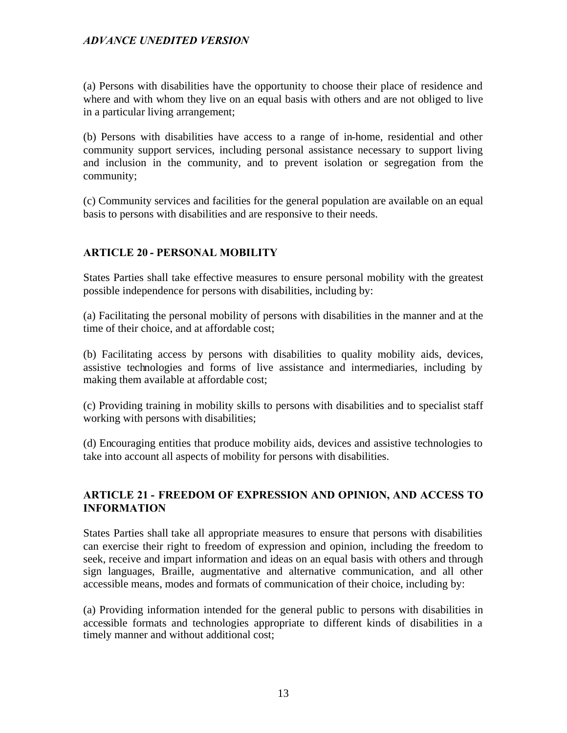(a) Persons with disabilities have the opportunity to choose their place of residence and where and with whom they live on an equal basis with others and are not obliged to live in a particular living arrangement;

(b) Persons with disabilities have access to a range of in-home, residential and other community support services, including personal assistance necessary to support living and inclusion in the community, and to prevent isolation or segregation from the community;

(c) Community services and facilities for the general population are available on an equal basis to persons with disabilities and are responsive to their needs.

## ARTICLE 20 - PERSONAL MOBILITY

States Parties shall take effective measures to ensure personal mobility with the greatest possible independence for persons with disabilities, including by:

(a) Facilitating the personal mobility of persons with disabilities in the manner and at the time of their choice, and at affordable cost;

(b) Facilitating access by persons with disabilities to quality mobility aids, devices, assistive technologies and forms of live assistance and intermediaries, including by making them available at affordable cost;

(c) Providing training in mobility skills to persons with disabilities and to specialist staff working with persons with disabilities;

(d) Encouraging entities that produce mobility aids, devices and assistive technologies to take into account all aspects of mobility for persons with disabilities.

## ARTICLE 21 - FREEDOM OF EXPRESSION AND OPINION, AND ACCESS TO INFORMATION

States Parties shall take all appropriate measures to ensure that persons with disabilities can exercise their right to freedom of expression and opinion, including the freedom to seek, receive and impart information and ideas on an equal basis with others and through sign languages, Braille, augmentative and alternative communication, and all other accessible means, modes and formats of communication of their choice, including by:

(a) Providing information intended for the general public to persons with disabilities in accessible formats and technologies appropriate to different kinds of disabilities in a timely manner and without additional cost;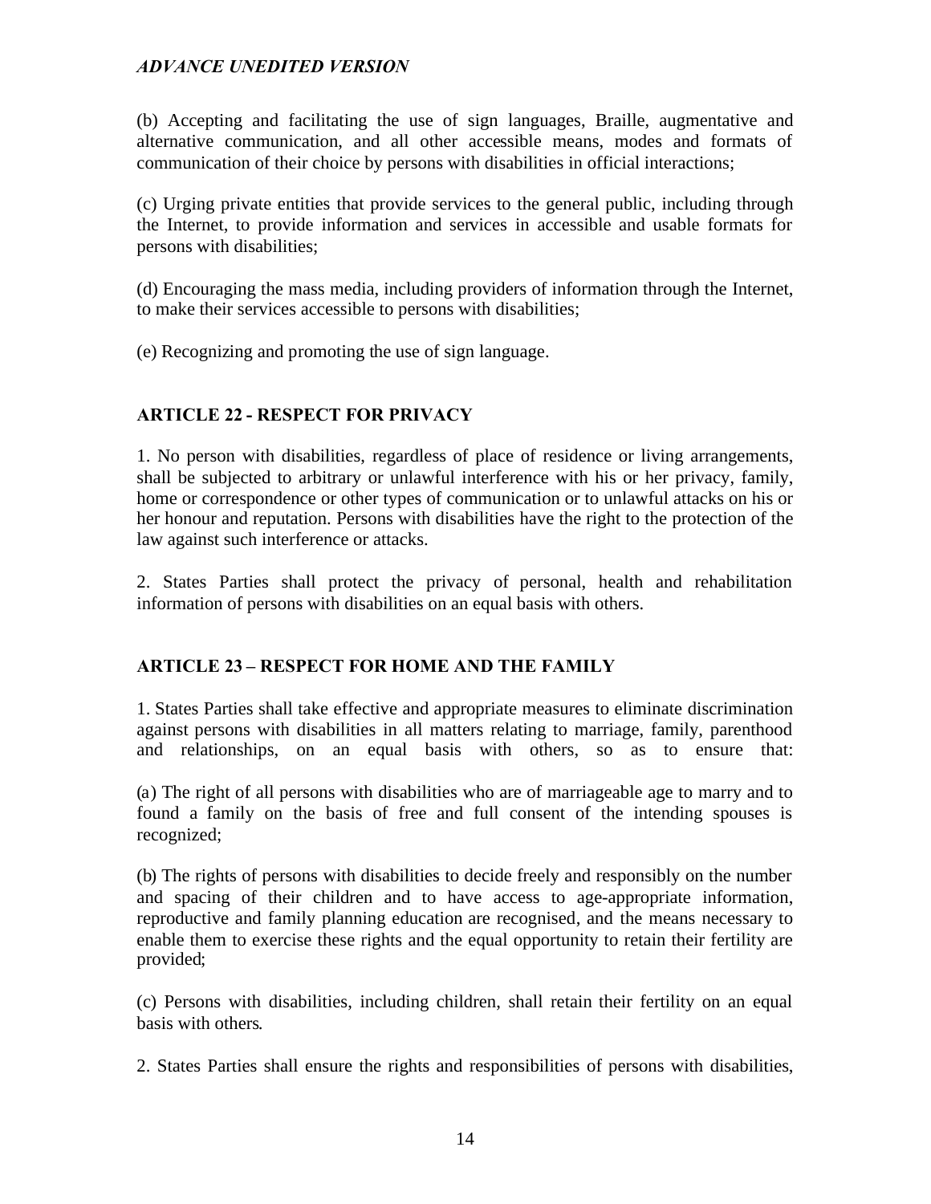(b) Accepting and facilitating the use of sign languages, Braille, augmentative and alternative communication, and all other accessible means, modes and formats of communication of their choice by persons with disabilities in official interactions;

(c) Urging private entities that provide services to the general public, including through the Internet, to provide information and services in accessible and usable formats for persons with disabilities;

(d) Encouraging the mass media, including providers of information through the Internet, to make their services accessible to persons with disabilities;

(e) Recognizing and promoting the use of sign language.

## ARTICLE 22 - RESPECT FOR PRIVACY

1. No person with disabilities, regardless of place of residence or living arrangements, shall be subjected to arbitrary or unlawful interference with his or her privacy, family, home or correspondence or other types of communication or to unlawful attacks on his or her honour and reputation. Persons with disabilities have the right to the protection of the law against such interference or attacks.

2. States Parties shall protect the privacy of personal, health and rehabilitation information of persons with disabilities on an equal basis with others.

## ARTICLE 23 – RESPECT FOR HOME AND THE FAMILY

1. States Parties shall take effective and appropriate measures to eliminate discrimination against persons with disabilities in all matters relating to marriage, family, parenthood and relationships, on an equal basis with others, so as to ensure that:

(a) The right of all persons with disabilities who are of marriageable age to marry and to found a family on the basis of free and full consent of the intending spouses is recognized;

(b) The rights of persons with disabilities to decide freely and responsibly on the number and spacing of their children and to have access to age-appropriate information, reproductive and family planning education are recognised, and the means necessary to enable them to exercise these rights and the equal opportunity to retain their fertility are provided;

(c) Persons with disabilities, including children, shall retain their fertility on an equal basis with others.

2. States Parties shall ensure the rights and responsibilities of persons with disabilities,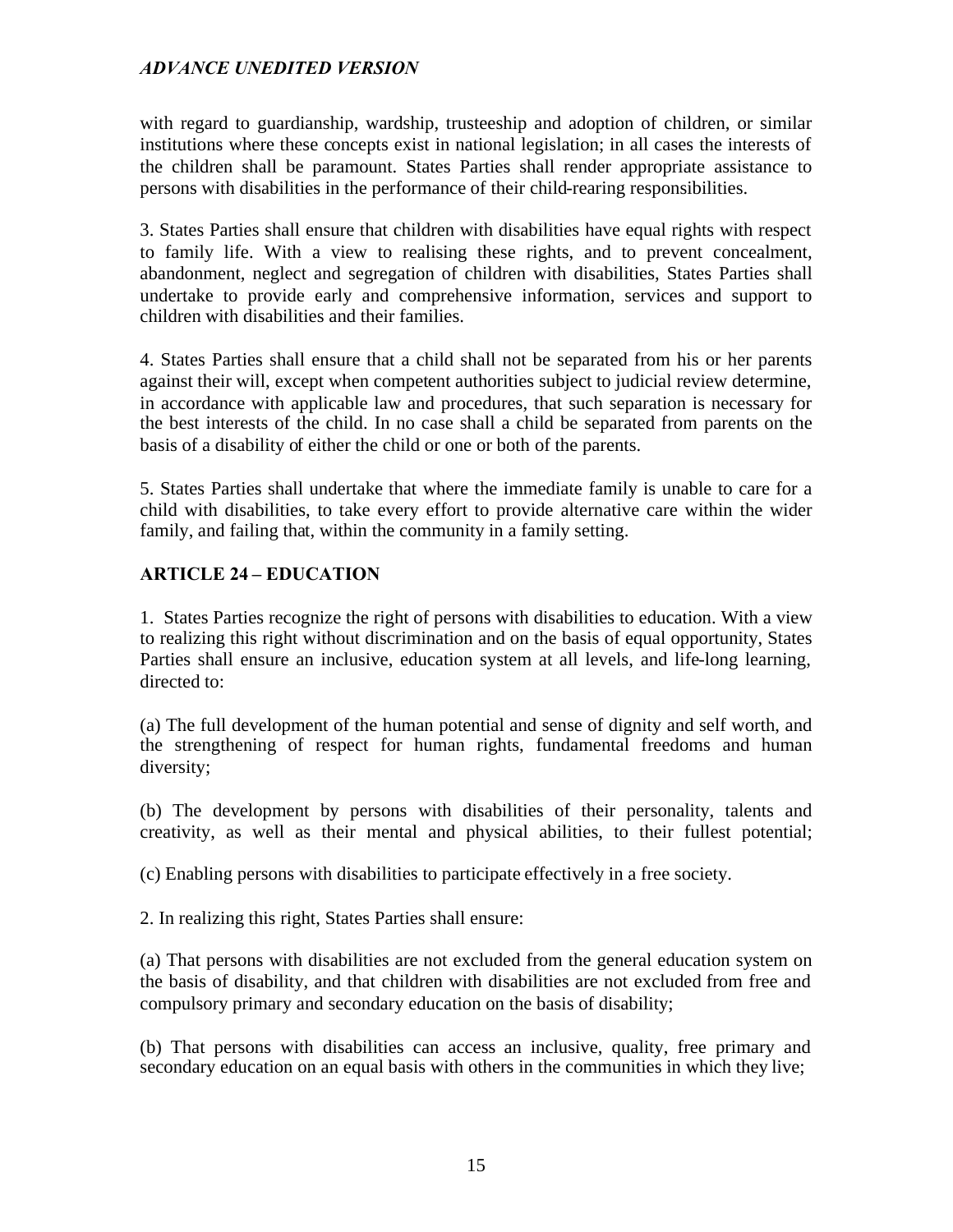with regard to guardianship, wardship, trusteeship and adoption of children, or similar institutions where these concepts exist in national legislation; in all cases the interests of the children shall be paramount. States Parties shall render appropriate assistance to persons with disabilities in the performance of their child-rearing responsibilities.

3. States Parties shall ensure that children with disabilities have equal rights with respect to family life. With a view to realising these rights, and to prevent concealment, abandonment, neglect and segregation of children with disabilities, States Parties shall undertake to provide early and comprehensive information, services and support to children with disabilities and their families.

4. States Parties shall ensure that a child shall not be separated from his or her parents against their will, except when competent authorities subject to judicial review determine, in accordance with applicable law and procedures, that such separation is necessary for the best interests of the child. In no case shall a child be separated from parents on the basis of a disability of either the child or one or both of the parents.

5. States Parties shall undertake that where the immediate family is unable to care for a child with disabilities, to take every effort to provide alternative care within the wider family, and failing that, within the community in a family setting.

## ARTICLE 24 – EDUCATION

1. States Parties recognize the right of persons with disabilities to education. With a view to realizing this right without discrimination and on the basis of equal opportunity, States Parties shall ensure an inclusive, education system at all levels, and life-long learning, directed to:

(a) The full development of the human potential and sense of dignity and self worth, and the strengthening of respect for human rights, fundamental freedoms and human diversity;

(b) The development by persons with disabilities of their personality, talents and creativity, as well as their mental and physical abilities, to their fullest potential;

(c) Enabling persons with disabilities to participate effectively in a free society.

2. In realizing this right, States Parties shall ensure:

(a) That persons with disabilities are not excluded from the general education system on the basis of disability, and that children with disabilities are not excluded from free and compulsory primary and secondary education on the basis of disability;

(b) That persons with disabilities can access an inclusive, quality, free primary and secondary education on an equal basis with others in the communities in which they live;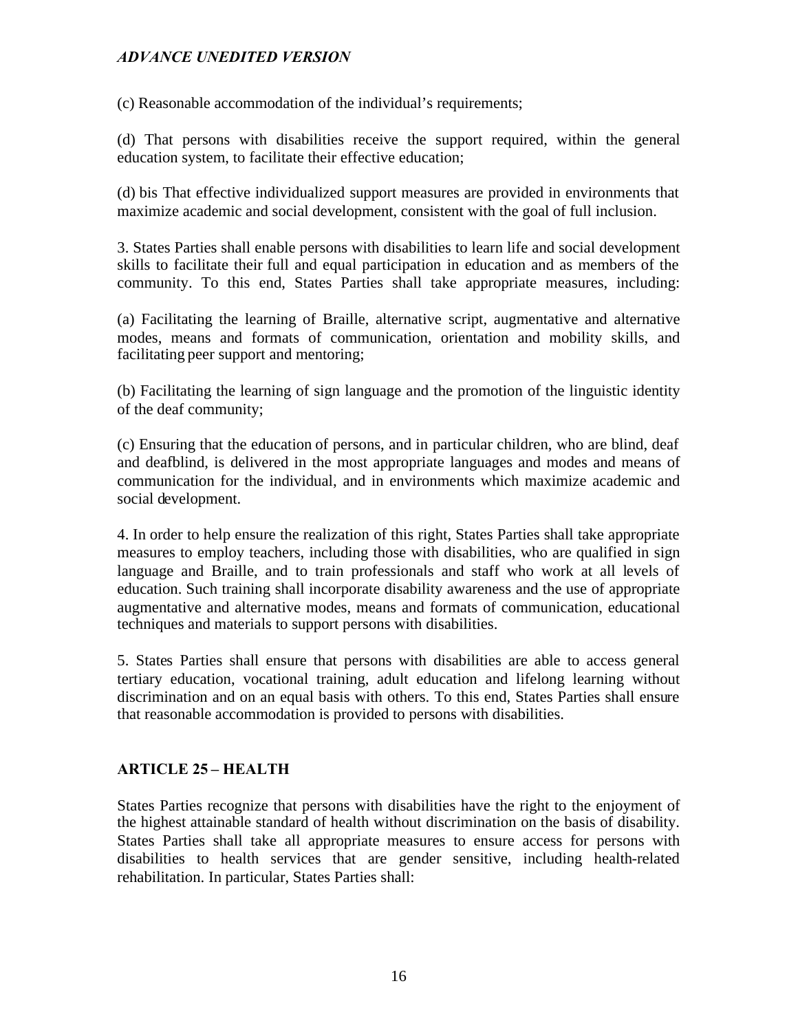(c) Reasonable accommodation of the individual's requirements;

(d) That persons with disabilities receive the support required, within the general education system, to facilitate their effective education;

(d) bis That effective individualized support measures are provided in environments that maximize academic and social development, consistent with the goal of full inclusion.

3. States Parties shall enable persons with disabilities to learn life and social development skills to facilitate their full and equal participation in education and as members of the community. To this end, States Parties shall take appropriate measures, including:

(a) Facilitating the learning of Braille, alternative script, augmentative and alternative modes, means and formats of communication, orientation and mobility skills, and facilitating peer support and mentoring;

(b) Facilitating the learning of sign language and the promotion of the linguistic identity of the deaf community;

(c) Ensuring that the education of persons, and in particular children, who are blind, deaf and deafblind, is delivered in the most appropriate languages and modes and means of communication for the individual, and in environments which maximize academic and social development.

4. In order to help ensure the realization of this right, States Parties shall take appropriate measures to employ teachers, including those with disabilities, who are qualified in sign language and Braille, and to train professionals and staff who work at all levels of education. Such training shall incorporate disability awareness and the use of appropriate augmentative and alternative modes, means and formats of communication, educational techniques and materials to support persons with disabilities.

5. States Parties shall ensure that persons with disabilities are able to access general tertiary education, vocational training, adult education and lifelong learning without discrimination and on an equal basis with others. To this end, States Parties shall ensure that reasonable accommodation is provided to persons with disabilities.

## ARTICLE 25 – HEALTH

States Parties recognize that persons with disabilities have the right to the enjoyment of the highest attainable standard of health without discrimination on the basis of disability. States Parties shall take all appropriate measures to ensure access for persons with disabilities to health services that are gender sensitive, including health-related rehabilitation. In particular, States Parties shall: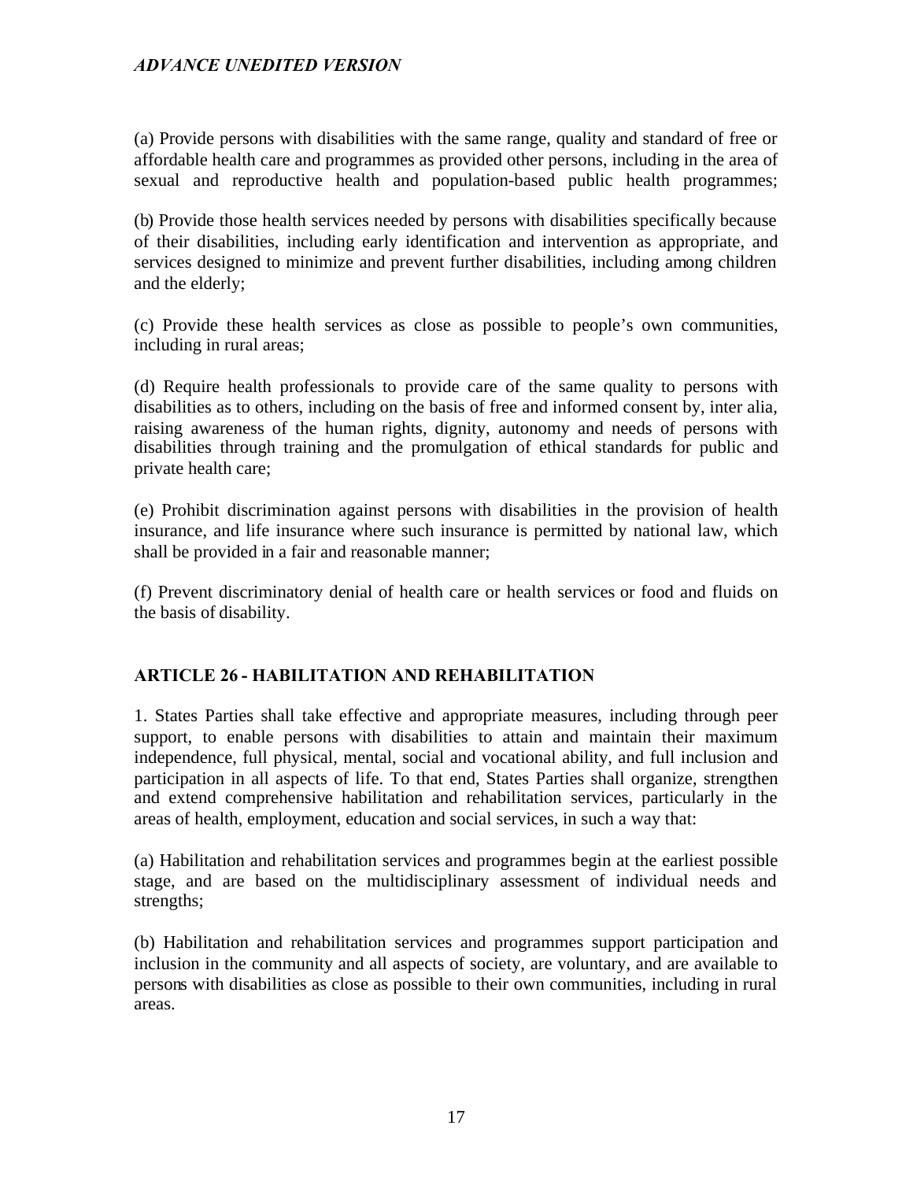(a) Provide persons with disabilities with the same range, quality and standard of free or affordable health care and programmes as provided other persons, including in the area of sexual and reproductive health and population-based public health programmes;

(b) Provide those health services needed by persons with disabilities specifically because of their disabilities, including early identification and intervention as appropriate, and services designed to minimize and prevent further disabilities, including among children and the elderly;

(c) Provide these health services as close as possible to people's own communities, including in rural areas;

(d) Require health professionals to provide care of the same quality to persons with disabilities as to others, including on the basis of free and informed consent by, inter alia, raising awareness of the human rights, dignity, autonomy and needs of persons with disabilities through training and the promulgation of ethical standards for public and private health care;

(e) Prohibit discrimination against persons with disabilities in the provision of health insurance, and life insurance where such insurance is permitted by national law, which shall be provided in a fair and reasonable manner;

(f) Prevent discriminatory denial of health care or health services or food and fluids on the basis of disability.

## ARTICLE 26 - HABILITATION AND REHABILITATION

1. States Parties shall take effective and appropriate measures, including through peer support, to enable persons with disabilities to attain and maintain their maximum independence, full physical, mental, social and vocational ability, and full inclusion and participation in all aspects of life. To that end, States Parties shall organize, strengthen and extend comprehensive habilitation and rehabilitation services, particularly in the areas of health, employment, education and social services, in such a way that:

(a) Habilitation and rehabilitation services and programmes begin at the earliest possible stage, and are based on the multidisciplinary assessment of individual needs and strengths;

(b) Habilitation and rehabilitation services and programmes support participation and inclusion in the community and all aspects of society, are voluntary, and are available to persons with disabilities as close as possible to their own communities, including in rural areas.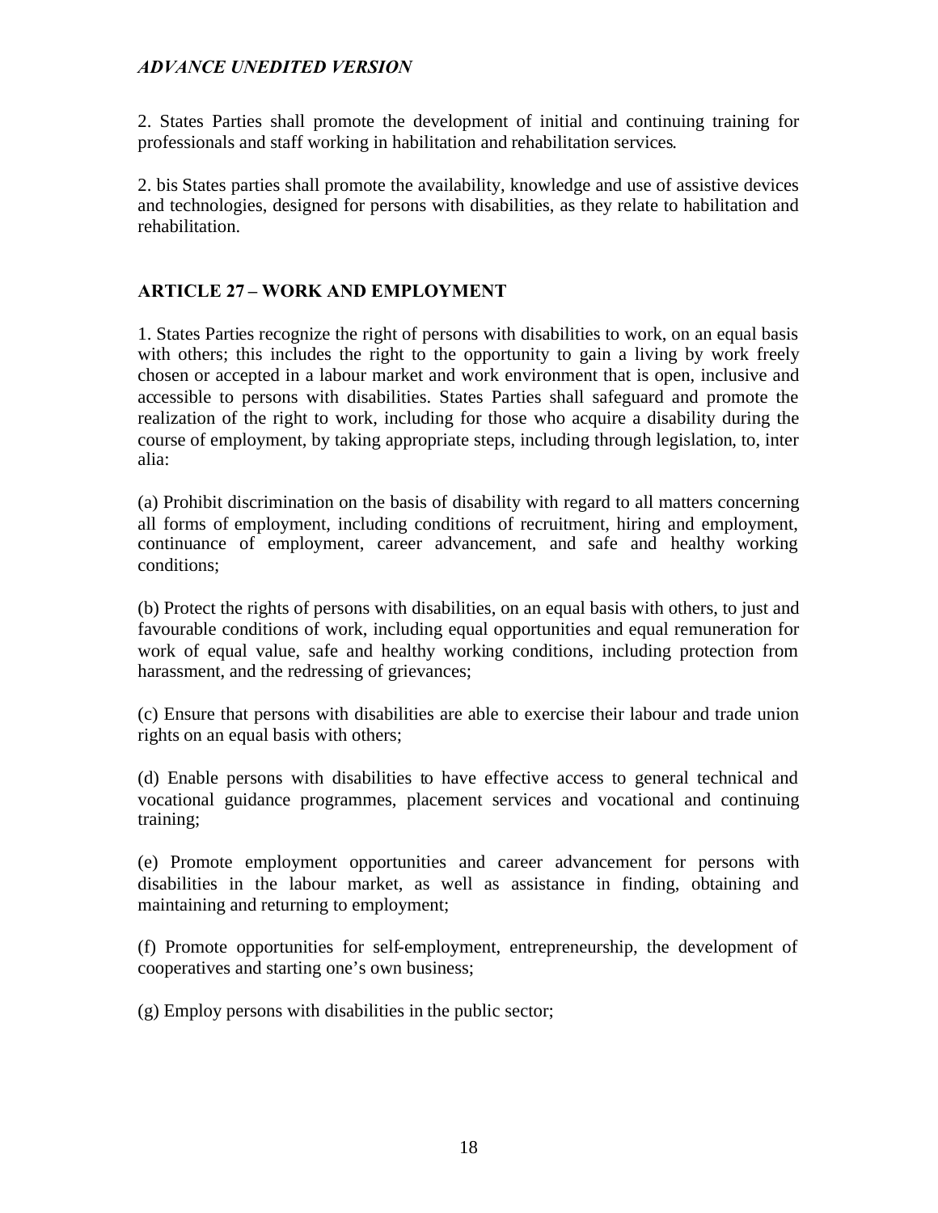2. States Parties shall promote the development of initial and continuing training for professionals and staff working in habilitation and rehabilitation services.

2. bis States parties shall promote the availability, knowledge and use of assistive devices and technologies, designed for persons with disabilities, as they relate to habilitation and rehabilitation.

## ARTICLE 27 – WORK AND EMPLOYMENT

1. States Parties recognize the right of persons with disabilities to work, on an equal basis with others; this includes the right to the opportunity to gain a living by work freely chosen or accepted in a labour market and work environment that is open, inclusive and accessible to persons with disabilities. States Parties shall safeguard and promote the realization of the right to work, including for those who acquire a disability during the course of employment, by taking appropriate steps, including through legislation, to, inter alia:

(a) Prohibit discrimination on the basis of disability with regard to all matters concerning all forms of employment, including conditions of recruitment, hiring and employment, continuance of employment, career advancement, and safe and healthy working conditions;

(b) Protect the rights of persons with disabilities, on an equal basis with others, to just and favourable conditions of work, including equal opportunities and equal remuneration for work of equal value, safe and healthy working conditions, including protection from harassment, and the redressing of grievances;

(c) Ensure that persons with disabilities are able to exercise their labour and trade union rights on an equal basis with others;

(d) Enable persons with disabilities to have effective access to general technical and vocational guidance programmes, placement services and vocational and continuing training;

(e) Promote employment opportunities and career advancement for persons with disabilities in the labour market, as well as assistance in finding, obtaining and maintaining and returning to employment;

(f) Promote opportunities for self-employment, entrepreneurship, the development of cooperatives and starting one's own business;

(g) Employ persons with disabilities in the public sector;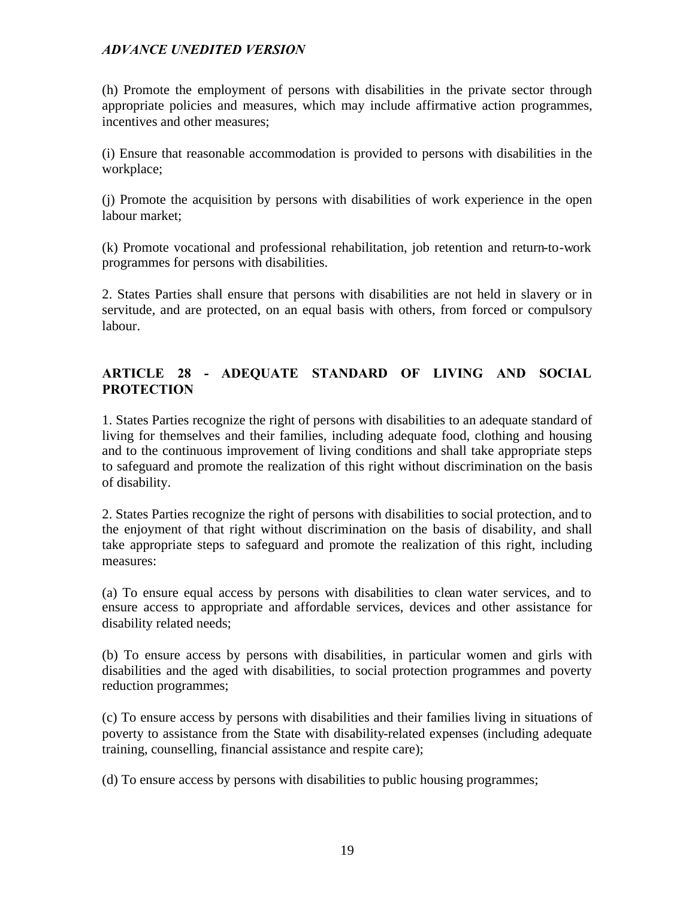(h) Promote the employment of persons with disabilities in the private sector through appropriate policies and measures, which may include affirmative action programmes, incentives and other measures;

(i) Ensure that reasonable accommodation is provided to persons with disabilities in the workplace;

(j) Promote the acquisition by persons with disabilities of work experience in the open labour market;

(k) Promote vocational and professional rehabilitation, job retention and return-to-work programmes for persons with disabilities.

2. States Parties shall ensure that persons with disabilities are not held in slavery or in servitude, and are protected, on an equal basis with others, from forced or compulsory labour.

## ARTICLE 28 - ADEQUATE STANDARD OF LIVING AND SOCIAL PROTECTION

1. States Parties recognize the right of persons with disabilities to an adequate standard of living for themselves and their families, including adequate food, clothing and housing and to the continuous improvement of living conditions and shall take appropriate steps to safeguard and promote the realization of this right without discrimination on the basis of disability.

2. States Parties recognize the right of persons with disabilities to social protection, and to the enjoyment of that right without discrimination on the basis of disability, and shall take appropriate steps to safeguard and promote the realization of this right, including measures:

(a) To ensure equal access by persons with disabilities to clean water services, and to ensure access to appropriate and affordable services, devices and other assistance for disability related needs;

(b) To ensure access by persons with disabilities, in particular women and girls with disabilities and the aged with disabilities, to social protection programmes and poverty reduction programmes;

(c) To ensure access by persons with disabilities and their families living in situations of poverty to assistance from the State with disability-related expenses (including adequate training, counselling, financial assistance and respite care);

(d) To ensure access by persons with disabilities to public housing programmes;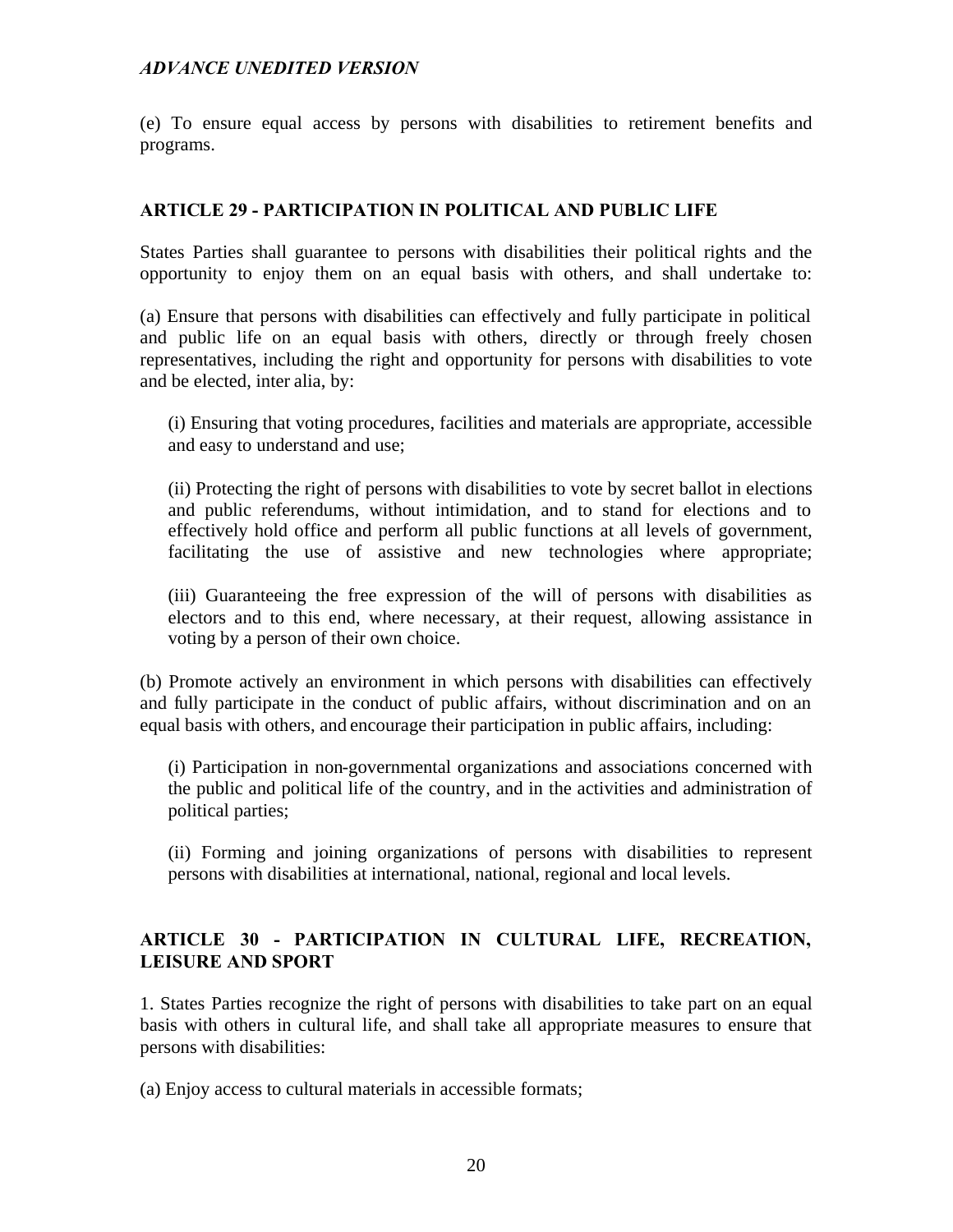(e) To ensure equal access by persons with disabilities to retirement benefits and programs.

### ARTICLE 29 - PARTICIPATION IN POLITICAL AND PUBLIC LIFE

States Parties shall guarantee to persons with disabilities their political rights and the opportunity to enjoy them on an equal basis with others, and shall undertake to:

(a) Ensure that persons with disabilities can effectively and fully participate in political and public life on an equal basis with others, directly or through freely chosen representatives, including the right and opportunity for persons with disabilities to vote and be elected, inter alia, by:

(i) Ensuring that voting procedures, facilities and materials are appropriate, accessible and easy to understand and use;

(ii) Protecting the right of persons with disabilities to vote by secret ballot in elections and public referendums, without intimidation, and to stand for elections and to effectively hold office and perform all public functions at all levels of government, facilitating the use of assistive and new technologies where appropriate;

(iii) Guaranteeing the free expression of the will of persons with disabilities as electors and to this end, where necessary, at their request, allowing assistance in voting by a person of their own choice.

(b) Promote actively an environment in which persons with disabilities can effectively and fully participate in the conduct of public affairs, without discrimination and on an equal basis with others, and encourage their participation in public affairs, including:

(i) Participation in non-governmental organizations and associations concerned with the public and political life of the country, and in the activities and administration of political parties;

(ii) Forming and joining organizations of persons with disabilities to represent persons with disabilities at international, national, regional and local levels.

### ARTICLE 30 - PARTICIPATION IN CULTURAL LIFE, RECREATION, LEISURE AND SPORT

1. States Parties recognize the right of persons with disabilities to take part on an equal basis with others in cultural life, and shall take all appropriate measures to ensure that persons with disabilities:

(a) Enjoy access to cultural materials in accessible formats;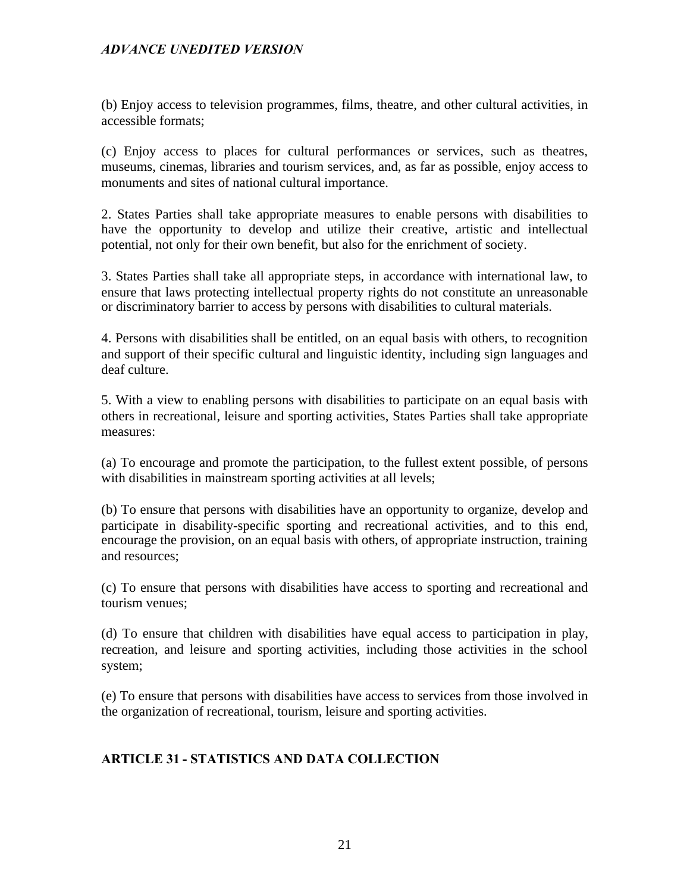(b) Enjoy access to television programmes, films, theatre, and other cultural activities, in accessible formats;

(c) Enjoy access to places for cultural performances or services, such as theatres, museums, cinemas, libraries and tourism services, and, as far as possible, enjoy access to monuments and sites of national cultural importance.

2. States Parties shall take appropriate measures to enable persons with disabilities to have the opportunity to develop and utilize their creative, artistic and intellectual potential, not only for their own benefit, but also for the enrichment of society.

3. States Parties shall take all appropriate steps, in accordance with international law, to ensure that laws protecting intellectual property rights do not constitute an unreasonable or discriminatory barrier to access by persons with disabilities to cultural materials.

4. Persons with disabilities shall be entitled, on an equal basis with others, to recognition and support of their specific cultural and linguistic identity, including sign languages and deaf culture.

5. With a view to enabling persons with disabilities to participate on an equal basis with others in recreational, leisure and sporting activities, States Parties shall take appropriate measures:

(a) To encourage and promote the participation, to the fullest extent possible, of persons with disabilities in mainstream sporting activities at all levels;

(b) To ensure that persons with disabilities have an opportunity to organize, develop and participate in disability-specific sporting and recreational activities, and to this end, encourage the provision, on an equal basis with others, of appropriate instruction, training and resources;

(c) To ensure that persons with disabilities have access to sporting and recreational and tourism venues;

(d) To ensure that children with disabilities have equal access to participation in play, recreation, and leisure and sporting activities, including those activities in the school system;

(e) To ensure that persons with disabilities have access to services from those involved in the organization of recreational, tourism, leisure and sporting activities.

## ARTICLE 31 - STATISTICS AND DATA COLLECTION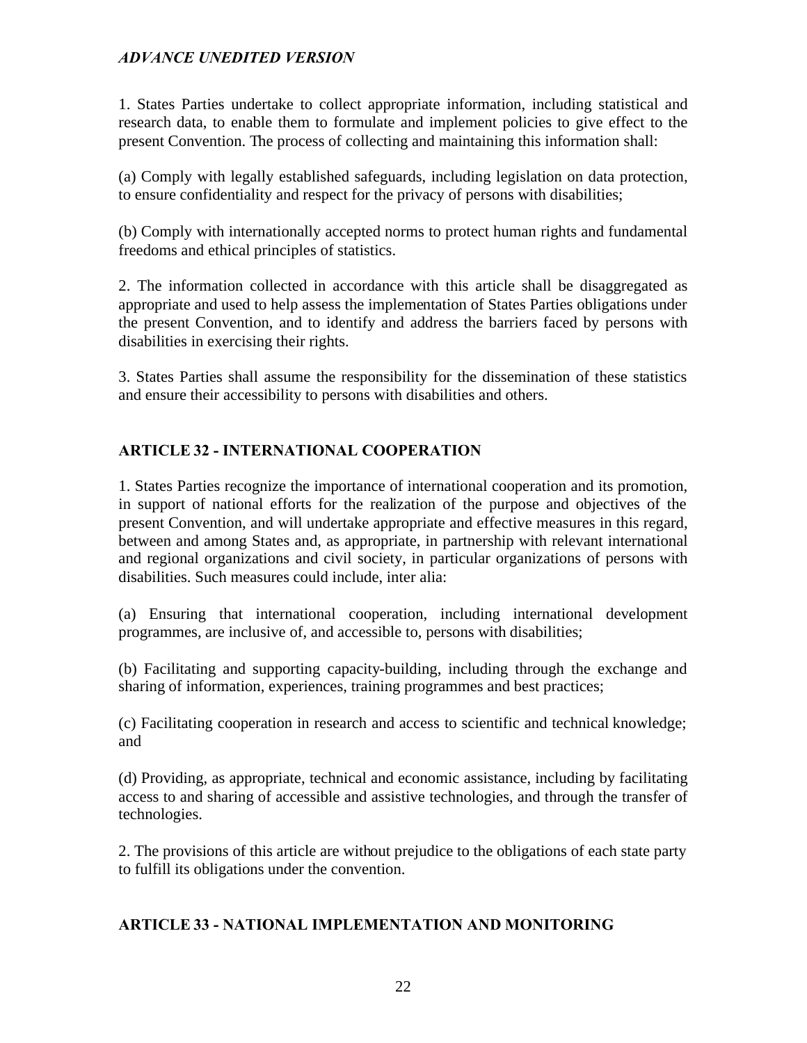1. States Parties undertake to collect appropriate information, including statistical and research data, to enable them to formulate and implement policies to give effect to the present Convention. The process of collecting and maintaining this information shall:

(a) Comply with legally established safeguards, including legislation on data protection, to ensure confidentiality and respect for the privacy of persons with disabilities;

(b) Comply with internationally accepted norms to protect human rights and fundamental freedoms and ethical principles of statistics.

2. The information collected in accordance with this article shall be disaggregated as appropriate and used to help assess the implementation of States Parties obligations under the present Convention, and to identify and address the barriers faced by persons with disabilities in exercising their rights.

3. States Parties shall assume the responsibility for the dissemination of these statistics and ensure their accessibility to persons with disabilities and others.

## ARTICLE 32 - INTERNATIONAL COOPERATION

1. States Parties recognize the importance of international cooperation and its promotion, in support of national efforts for the realization of the purpose and objectives of the present Convention, and will undertake appropriate and effective measures in this regard, between and among States and, as appropriate, in partnership with relevant international and regional organizations and civil society, in particular organizations of persons with disabilities. Such measures could include, inter alia:

(a) Ensuring that international cooperation, including international development programmes, are inclusive of, and accessible to, persons with disabilities;

(b) Facilitating and supporting capacity-building, including through the exchange and sharing of information, experiences, training programmes and best practices;

(c) Facilitating cooperation in research and access to scientific and technical knowledge; and

(d) Providing, as appropriate, technical and economic assistance, including by facilitating access to and sharing of accessible and assistive technologies, and through the transfer of technologies.

2. The provisions of this article are without prejudice to the obligations of each state party to fulfill its obligations under the convention.

## ARTICLE 33 - NATIONAL IMPLEMENTATION AND MONITORING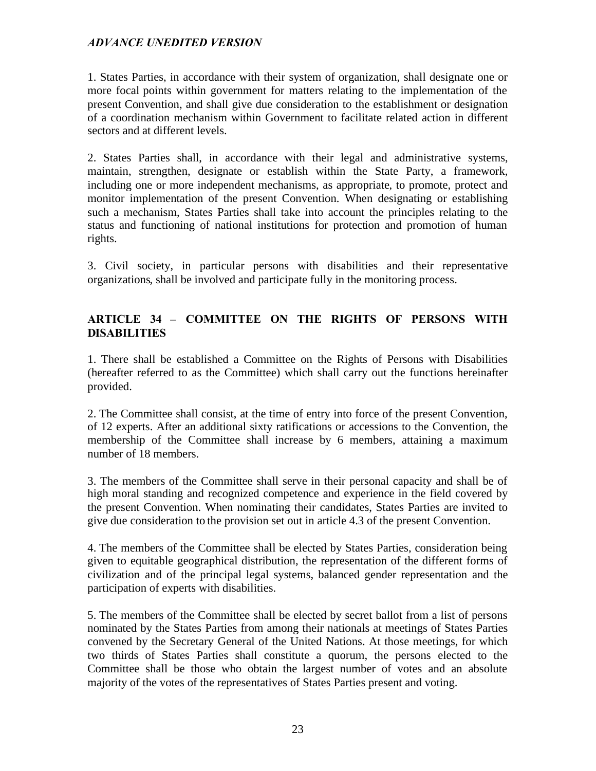*ADVANCE UNEDITED VERSION*

1. States Parties, in accordance with their system of organization, shall designate one or more focal points within government for matters relating to the implementation of the present Convention, and shall give due consideration to the establishment or designation of a coordination mechanism within Government to facilitate related action in different sectors and at different levels.

2. States Parties shall, in accordance with their legal and administrative systems, maintain, strengthen, designate or establish within the State Party, a framework, including one or more independent mechanisms, as appropriate, to promote, protect and monitor implementation of the present Convention. When designating or establishing such a mechanism, States Parties shall take into account the principles relating to the status and functioning of national institutions for protection and promotion of human rights.

3. Civil society, in particular persons with disabilities and their representative organizations, shall be involved and participate fully in the monitoring process.

## ARTICLE 34 – COMMITTEE ON THE RIGHTS OF PERSONS WITH DISABILITIES

1. There shall be established a Committee on the Rights of Persons with Disabilities (hereafter referred to as the Committee) which shall carry out the functions hereinafter provided.

2. The Committee shall consist, at the time of entry into force of the present Convention, of 12 experts. After an additional sixty ratifications or accessions to the Convention, the membership of the Committee shall increase by 6 members, attaining a maximum number of 18 members.

3. The members of the Committee shall serve in their personal capacity and shall be of high moral standing and recognized competence and experience in the field covered by the present Convention. When nominating their candidates, States Parties are invited to give due consideration to the provision set out in article 4.3 of the present Convention.

4. The members of the Committee shall be elected by States Parties, consideration being given to equitable geographical distribution, the representation of the different forms of civilization and of the principal legal systems, balanced gender representation and the participation of experts with disabilities.

5. The members of the Committee shall be elected by secret ballot from a list of persons nominated by the States Parties from among their nationals at meetings of States Parties convened by the Secretary General of the United Nations. At those meetings, for which two thirds of States Parties shall constitute a quorum, the persons elected to the Committee shall be those who obtain the largest number of votes and an absolute majority of the votes of the representatives of States Parties present and voting.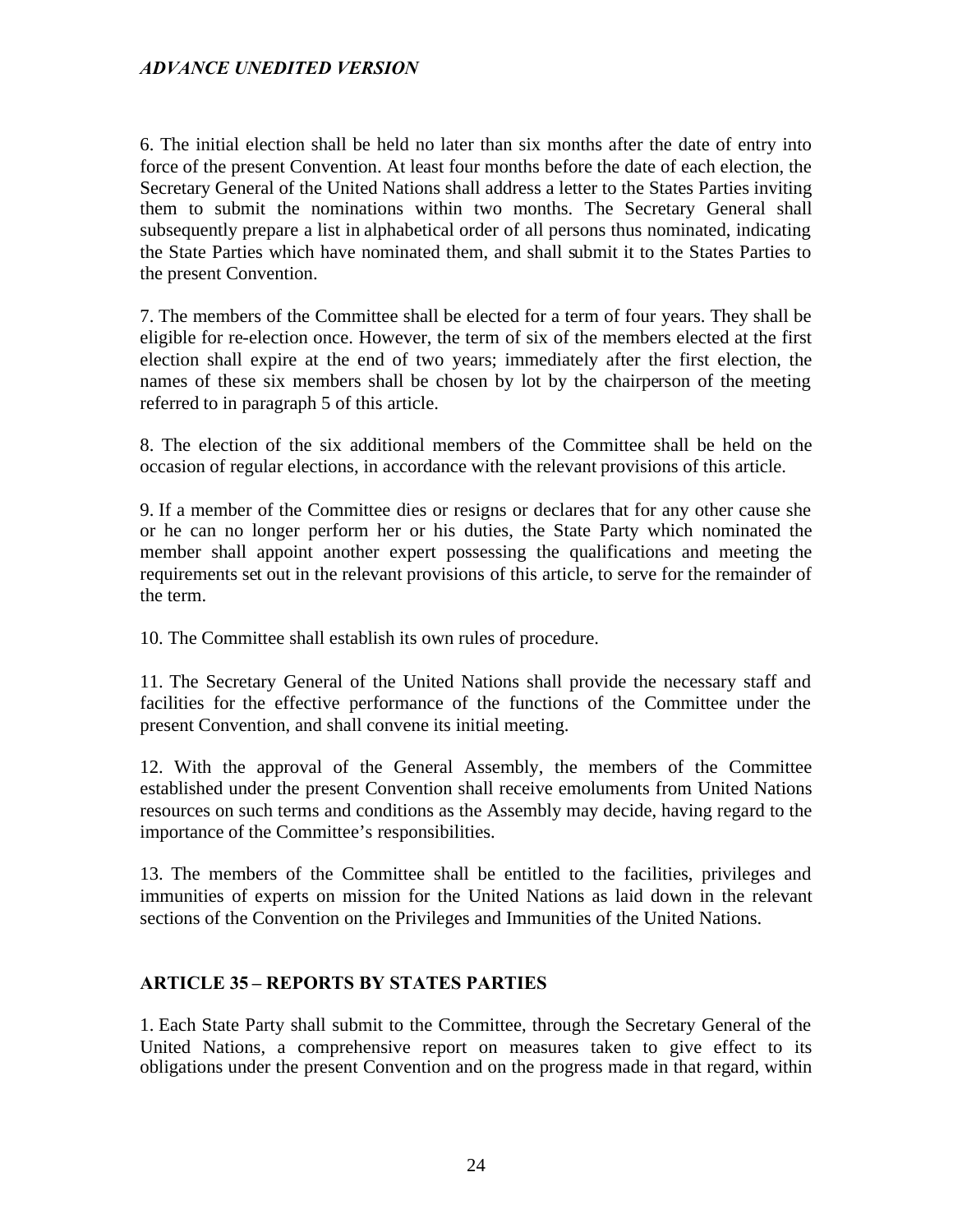6. The initial election shall be held no later than six months after the date of entry into force of the present Convention. At least four months before the date of each election, the Secretary General of the United Nations shall address a letter to the States Parties inviting them to submit the nominations within two months. The Secretary General shall subsequently prepare a list in alphabetical order of all persons thus nominated, indicating the State Parties which have nominated them, and shall submit it to the States Parties to the present Convention.

7. The members of the Committee shall be elected for a term of four years. They shall be eligible for re-election once. However, the term of six of the members elected at the first election shall expire at the end of two years; immediately after the first election, the names of these six members shall be chosen by lot by the chairperson of the meeting referred to in paragraph 5 of this article.

8. The election of the six additional members of the Committee shall be held on the occasion of regular elections, in accordance with the relevant provisions of this article.

9. If a member of the Committee dies or resigns or declares that for any other cause she or he can no longer perform her or his duties, the State Party which nominated the member shall appoint another expert possessing the qualifications and meeting the requirements set out in the relevant provisions of this article, to serve for the remainder of the term.

10. The Committee shall establish its own rules of procedure.

11. The Secretary General of the United Nations shall provide the necessary staff and facilities for the effective performance of the functions of the Committee under the present Convention, and shall convene its initial meeting.

12. With the approval of the General Assembly, the members of the Committee established under the present Convention shall receive emoluments from United Nations resources on such terms and conditions as the Assembly may decide, having regard to the importance of the Committee's responsibilities.

13. The members of the Committee shall be entitled to the facilities, privileges and immunities of experts on mission for the United Nations as laid down in the relevant sections of the Convention on the Privileges and Immunities of the United Nations.

## ARTICLE 35 – REPORTS BY STATES PARTIES

1. Each State Party shall submit to the Committee, through the Secretary General of the United Nations, a comprehensive report on measures taken to give effect to its obligations under the present Convention and on the progress made in that regard, within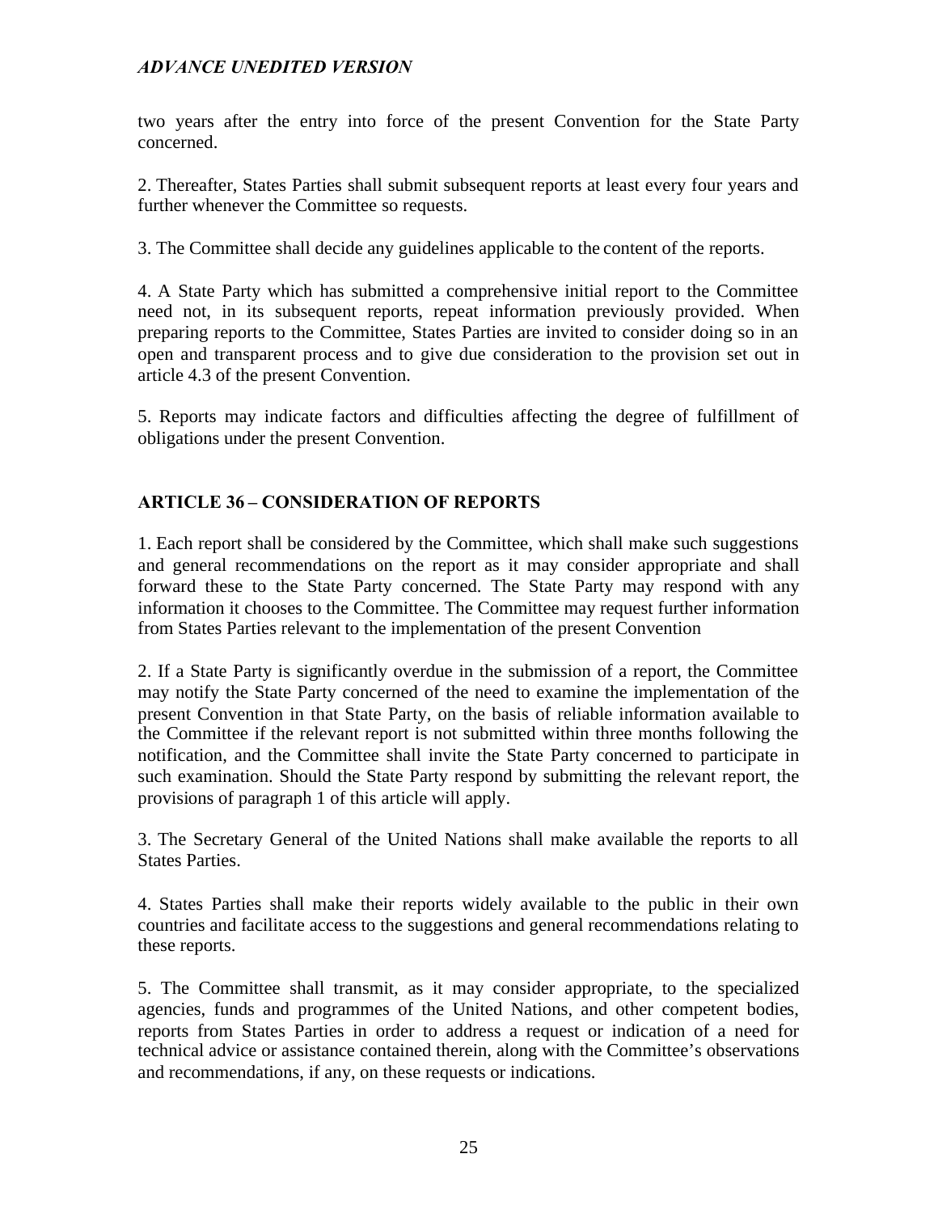two years after the entry into force of the present Convention for the State Party concerned.

2. Thereafter, States Parties shall submit subsequent reports at least every four years and further whenever the Committee so requests.

3. The Committee shall decide any guidelines applicable to the content of the reports.

4. A State Party which has submitted a comprehensive initial report to the Committee need not, in its subsequent reports, repeat information previously provided. When preparing reports to the Committee, States Parties are invited to consider doing so in an open and transparent process and to give due consideration to the provision set out in article 4.3 of the present Convention.

5. Reports may indicate factors and difficulties affecting the degree of fulfillment of obligations under the present Convention.

## ARTICLE 36 – CONSIDERATION OF REPORTS

1. Each report shall be considered by the Committee, which shall make such suggestions and general recommendations on the report as it may consider appropriate and shall forward these to the State Party concerned. The State Party may respond with any information it chooses to the Committee. The Committee may request further information from States Parties relevant to the implementation of the present Convention

2. If a State Party is significantly overdue in the submission of a report, the Committee may notify the State Party concerned of the need to examine the implementation of the present Convention in that State Party, on the basis of reliable information available to the Committee if the relevant report is not submitted within three months following the notification, and the Committee shall invite the State Party concerned to participate in such examination. Should the State Party respond by submitting the relevant report, the provisions of paragraph 1 of this article will apply.

3. The Secretary General of the United Nations shall make available the reports to all States Parties.

4. States Parties shall make their reports widely available to the public in their own countries and facilitate access to the suggestions and general recommendations relating to these reports.

5. The Committee shall transmit, as it may consider appropriate, to the specialized agencies, funds and programmes of the United Nations, and other competent bodies, reports from States Parties in order to address a request or indication of a need for technical advice or assistance contained therein, along with the Committee's observations and recommendations, if any, on these requests or indications.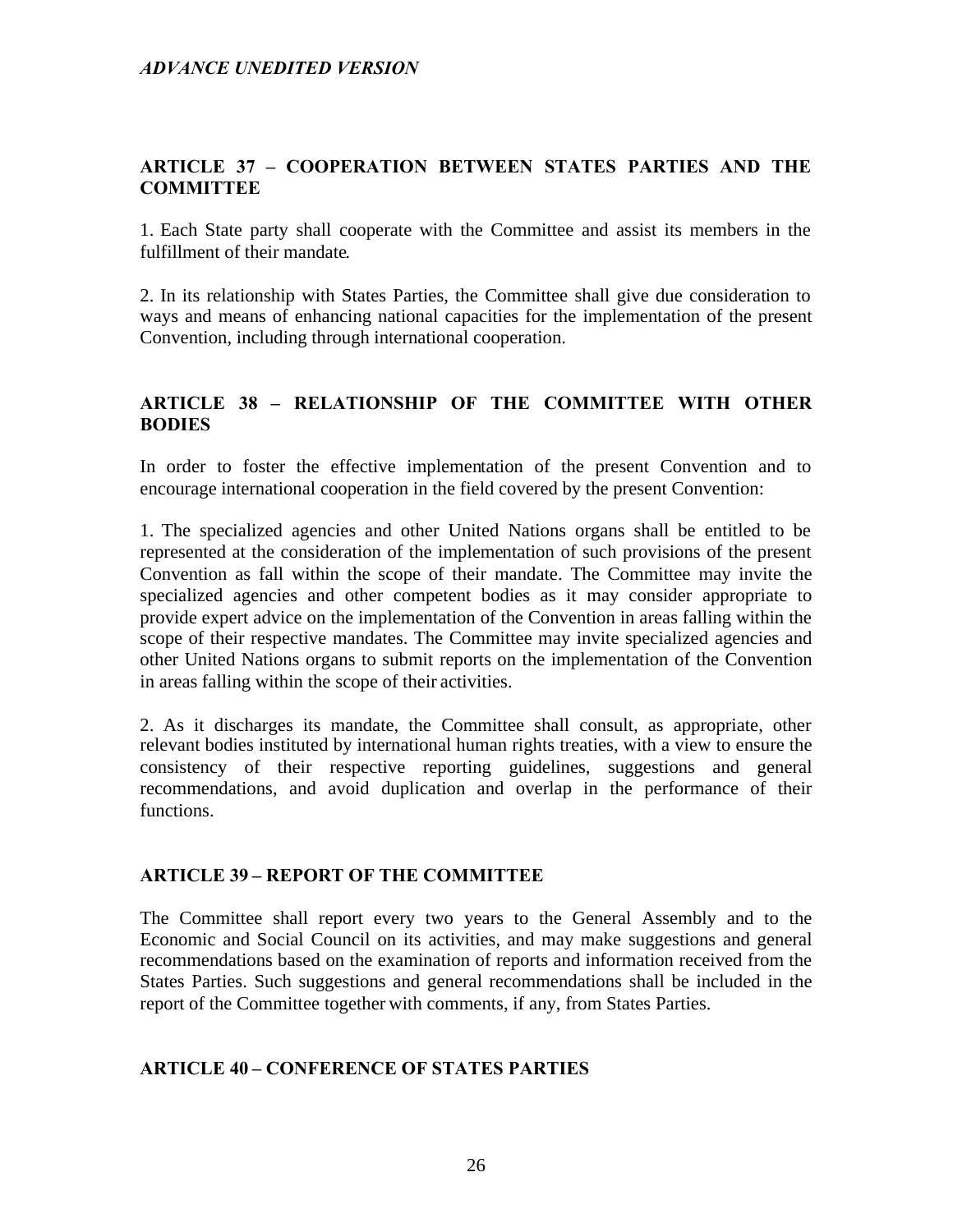## ARTICLE 37 – COOPERATION BETWEEN STATES PARTIES AND THE COMMITTEE

1. Each State party shall cooperate with the Committee and assist its members in the fulfillment of their mandate.

2. In its relationship with States Parties, the Committee shall give due consideration to ways and means of enhancing national capacities for the implementation of the present Convention, including through international cooperation.

## ARTICLE 38 – RELATIONSHIP OF THE COMMITTEE WITH OTHER BODIES

In order to foster the effective implementation of the present Convention and to encourage international cooperation in the field covered by the present Convention:

1. The specialized agencies and other United Nations organs shall be entitled to be represented at the consideration of the implementation of such provisions of the present Convention as fall within the scope of their mandate. The Committee may invite the specialized agencies and other competent bodies as it may consider appropriate to provide expert advice on the implementation of the Convention in areas falling within the scope of their respective mandates. The Committee may invite specialized agencies and other United Nations organs to submit reports on the implementation of the Convention in areas falling within the scope of their activities.

2. As it discharges its mandate, the Committee shall consult, as appropriate, other relevant bodies instituted by international human rights treaties, with a view to ensure the consistency of their respective reporting guidelines, suggestions and general recommendations, and avoid duplication and overlap in the performance of their functions.

## ARTICLE 39 – REPORT OF THE COMMITTEE

The Committee shall report every two years to the General Assembly and to the Economic and Social Council on its activities, and may make suggestions and general recommendations based on the examination of reports and information received from the States Parties. Such suggestions and general recommendations shall be included in the report of the Committee together with comments, if any, from States Parties.

## ARTICLE 40 – CONFERENCE OF STATES PARTIES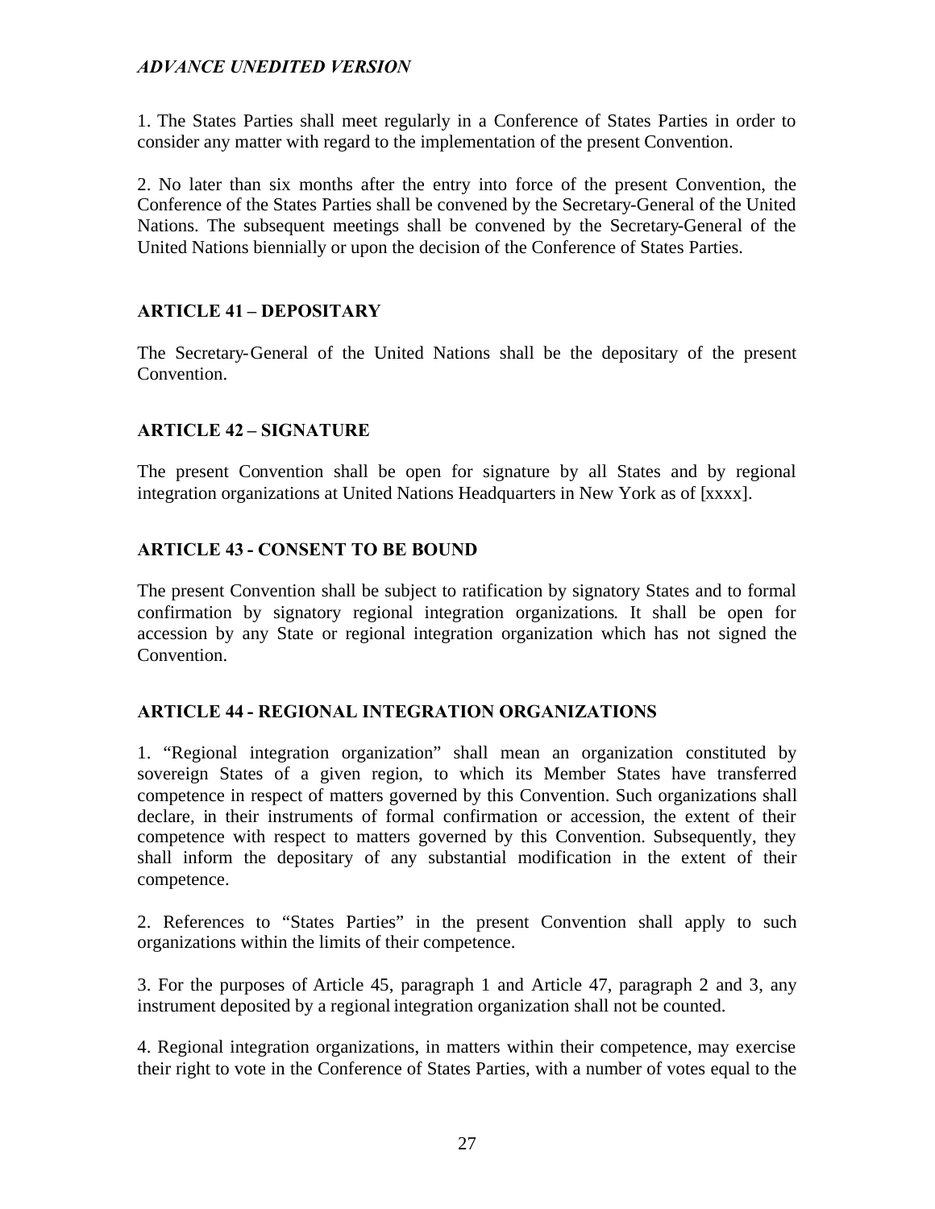1. The States Parties shall meet regularly in a Conference of States Parties in order to consider any matter with regard to the implementation of the present Convention.

2. No later than six months after the entry into force of the present Convention, the Conference of the States Parties shall be convened by the Secretary-General of the United Nations. The subsequent meetings shall be convened by the Secretary-General of the United Nations biennially or upon the decision of the Conference of States Parties.

## ARTICLE 41 – DEPOSITARY

The Secretary-General of the United Nations shall be the depositary of the present Convention.

## ARTICLE 42 – SIGNATURE

The present Convention shall be open for signature by all States and by regional integration organizations at United Nations Headquarters in New York as of [xxxx].

## ARTICLE 43 - CONSENT TO BE BOUND

The present Convention shall be subject to ratification by signatory States and to formal confirmation by signatory regional integration organizations. It shall be open for accession by any State or regional integration organization which has not signed the Convention.

## ARTICLE 44 - REGIONAL INTEGRATION ORGANIZATIONS

1. "Regional integration organization" shall mean an organization constituted by sovereign States of a given region, to which its Member States have transferred competence in respect of matters governed by this Convention. Such organizations shall declare, in their instruments of formal confirmation or accession, the extent of their competence with respect to matters governed by this Convention. Subsequently, they shall inform the depositary of any substantial modification in the extent of their competence.

2. References to "States Parties" in the present Convention shall apply to such organizations within the limits of their competence.

3. For the purposes of Article 45, paragraph 1 and Article 47, paragraph 2 and 3, any instrument deposited by a regional integration organization shall not be counted.

4. Regional integration organizations, in matters within their competence, may exercise their right to vote in the Conference of States Parties, with a number of votes equal to the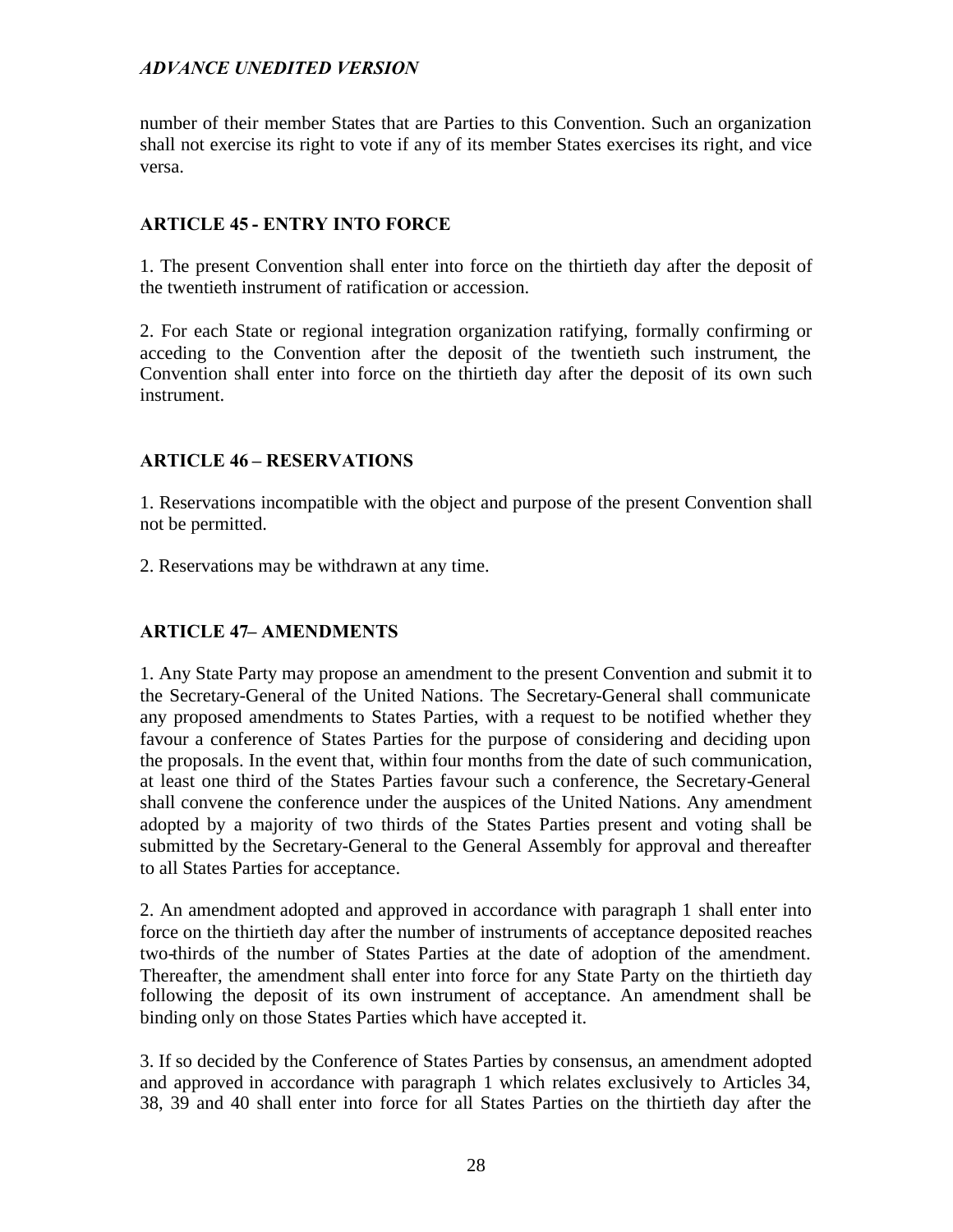number of their member States that are Parties to this Convention. Such an organization shall not exercise its right to vote if any of its member States exercises its right, and vice versa.

## ARTICLE 45 - ENTRY INTO FORCE

1. The present Convention shall enter into force on the thirtieth day after the deposit of the twentieth instrument of ratification or accession.

2. For each State or regional integration organization ratifying, formally confirming or acceding to the Convention after the deposit of the twentieth such instrument, the Convention shall enter into force on the thirtieth day after the deposit of its own such instrument.

## ARTICLE 46 – RESERVATIONS

1. Reservations incompatible with the object and purpose of the present Convention shall not be permitted.

2. Reservations may be withdrawn at any time.

## ARTICLE 47– AMENDMENTS

1. Any State Party may propose an amendment to the present Convention and submit it to the Secretary-General of the United Nations. The Secretary-General shall communicate any proposed amendments to States Parties, with a request to be notified whether they favour a conference of States Parties for the purpose of considering and deciding upon the proposals. In the event that, within four months from the date of such communication, at least one third of the States Parties favour such a conference, the Secretary-General shall convene the conference under the auspices of the United Nations. Any amendment adopted by a majority of two thirds of the States Parties present and voting shall be submitted by the Secretary-General to the General Assembly for approval and thereafter to all States Parties for acceptance.

2. An amendment adopted and approved in accordance with paragraph 1 shall enter into force on the thirtieth day after the number of instruments of acceptance deposited reaches two-thirds of the number of States Parties at the date of adoption of the amendment. Thereafter, the amendment shall enter into force for any State Party on the thirtieth day following the deposit of its own instrument of acceptance. An amendment shall be binding only on those States Parties which have accepted it.

3. If so decided by the Conference of States Parties by consensus, an amendment adopted and approved in accordance with paragraph 1 which relates exclusively to Articles 34, 38, 39 and 40 shall enter into force for all States Parties on the thirtieth day after the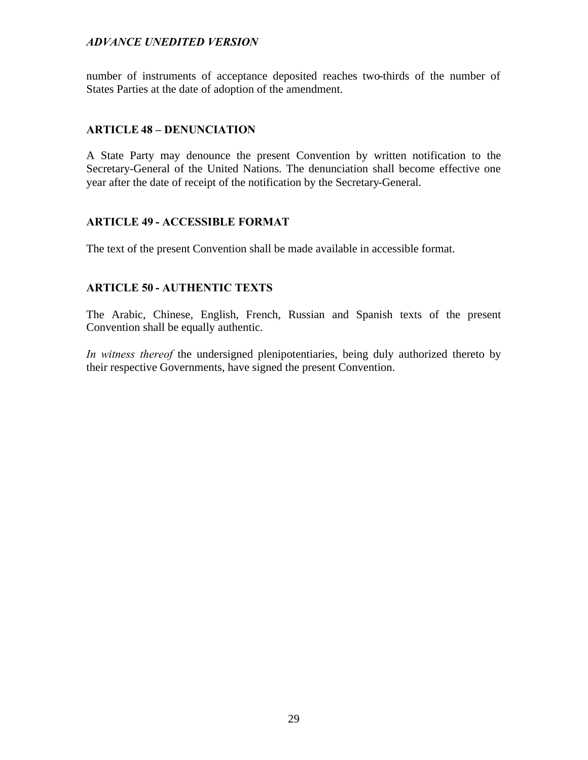number of instruments of acceptance deposited reaches two-thirds of the number of States Parties at the date of adoption of the amendment.

### ARTICLE 48 – DENUNCIATION

A State Party may denounce the present Convention by written notification to the Secretary-General of the United Nations. The denunciation shall become effective one year after the date of receipt of the notification by the Secretary-General.

### ARTICLE 49 - ACCESSIBLE FORMAT

The text of the present Convention shall be made available in accessible format.

### ARTICLE 50 - AUTHENTIC TEXTS

The Arabic, Chinese, English, French, Russian and Spanish texts of the present Convention shall be equally authentic.

*In witness thereof* the undersigned plenipotentiaries, being duly authorized thereto by their respective Governments, have signed the present Convention.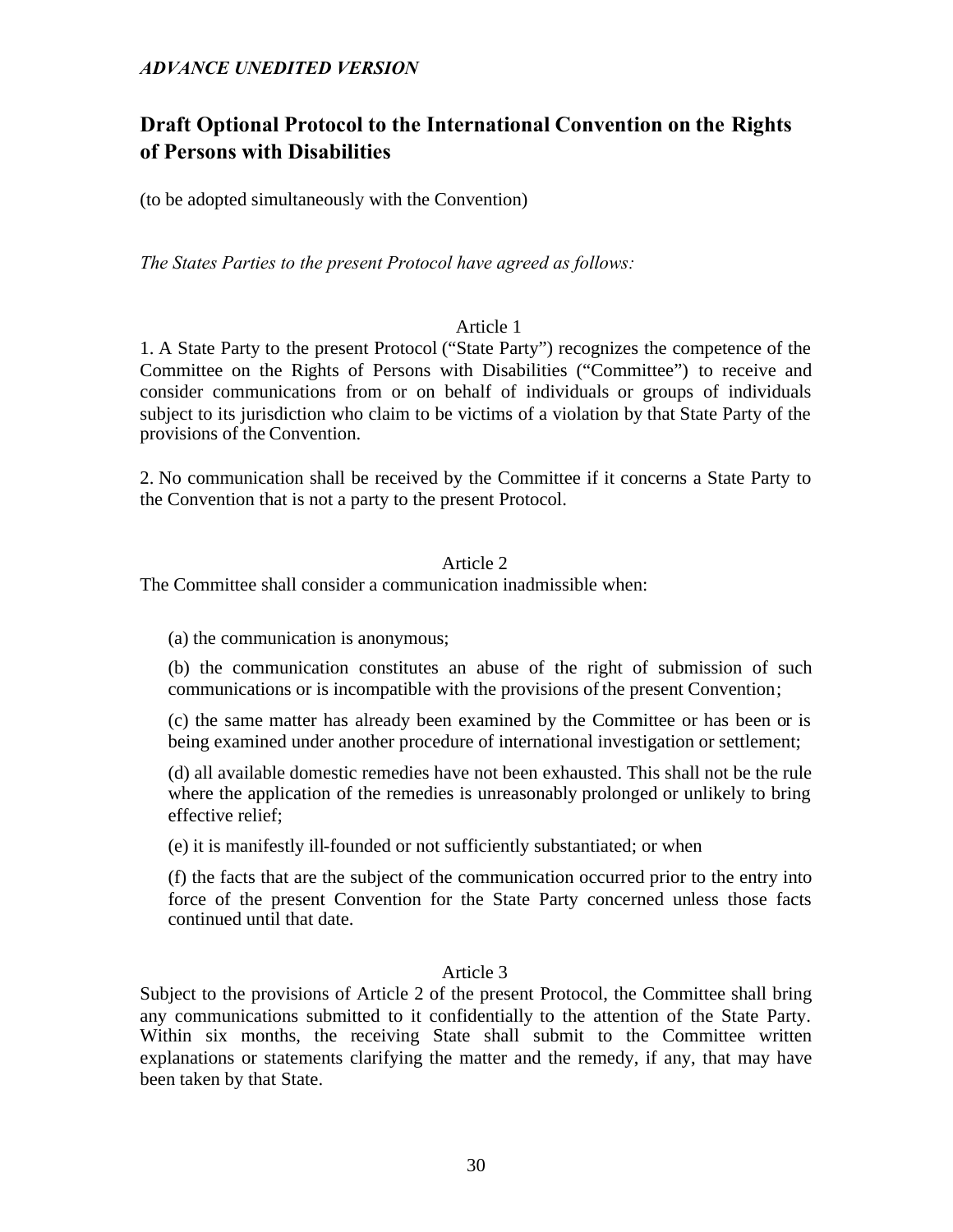*ADVANCE UNEDITED VERSION*

## Draft Optional Protocol to the International Convention on the Rights of Persons with Disabilities

(to be adopted simultaneously with the Convention)

*The States Parties to the present Protocol have agreed as follows:*

Article 1

1. A State Party to the present Protocol ("State Party") recognizes the competence of the Committee on the Rights of Persons with Disabilities ("Committee") to receive and consider communications from or on behalf of individuals or groups of individuals subject to its jurisdiction who claim to be victims of a violation by that State Party of the provisions of the Convention.

2. No communication shall be received by the Committee if it concerns a State Party to the Convention that is not a party to the present Protocol.

Article 2

The Committee shall consider a communication inadmissible when:

(a) the communication is anonymous;

(b) the communication constitutes an abuse of the right of submission of such communications or is incompatible with the provisions of the present Convention;

(c) the same matter has already been examined by the Committee or has been or is being examined under another procedure of international investigation or settlement;

(d) all available domestic remedies have not been exhausted. This shall not be the rule where the application of the remedies is unreasonably prolonged or unlikely to bring effective relief;

(e) it is manifestly ill-founded or not sufficiently substantiated; or when

(f) the facts that are the subject of the communication occurred prior to the entry into force of the present Convention for the State Party concerned unless those facts continued until that date.

Article 3

Subject to the provisions of Article 2 of the present Protocol, the Committee shall bring any communications submitted to it confidentially to the attention of the State Party. Within six months, the receiving State shall submit to the Committee written explanations or statements clarifying the matter and the remedy, if any, that may have been taken by that State.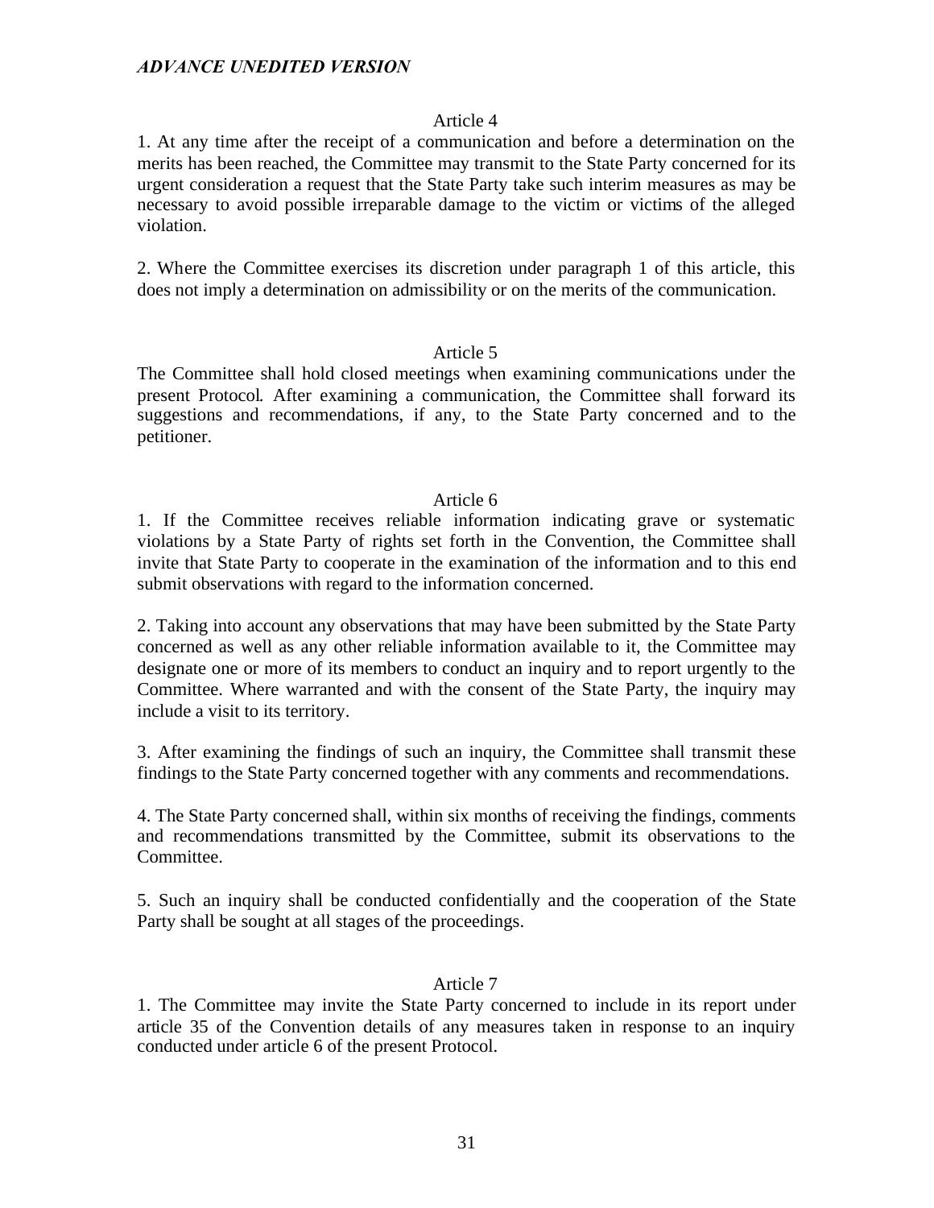### Article 4

1. At any time after the receipt of a communication and before a determination on the merits has been reached, the Committee may transmit to the State Party concerned for its urgent consideration a request that the State Party take such interim measures as may be necessary to avoid possible irreparable damage to the victim or victims of the alleged violation.

2. Where the Committee exercises its discretion under paragraph 1 of this article, this does not imply a determination on admissibility or on the merits of the communication.

### Article 5

The Committee shall hold closed meetings when examining communications under the present Protocol. After examining a communication, the Committee shall forward its suggestions and recommendations, if any, to the State Party concerned and to the petitioner.

### Article 6

1. If the Committee receives reliable information indicating grave or systematic violations by a State Party of rights set forth in the Convention, the Committee shall invite that State Party to cooperate in the examination of the information and to this end submit observations with regard to the information concerned.

2. Taking into account any observations that may have been submitted by the State Party concerned as well as any other reliable information available to it, the Committee may designate one or more of its members to conduct an inquiry and to report urgently to the Committee. Where warranted and with the consent of the State Party, the inquiry may include a visit to its territory.

3. After examining the findings of such an inquiry, the Committee shall transmit these findings to the State Party concerned together with any comments and recommendations.

4. The State Party concerned shall, within six months of receiving the findings, comments and recommendations transmitted by the Committee, submit its observations to the Committee.

5. Such an inquiry shall be conducted confidentially and the cooperation of the State Party shall be sought at all stages of the proceedings.

### Article 7

1. The Committee may invite the State Party concerned to include in its report under article 35 of the Convention details of any measures taken in response to an inquiry conducted under article 6 of the present Protocol.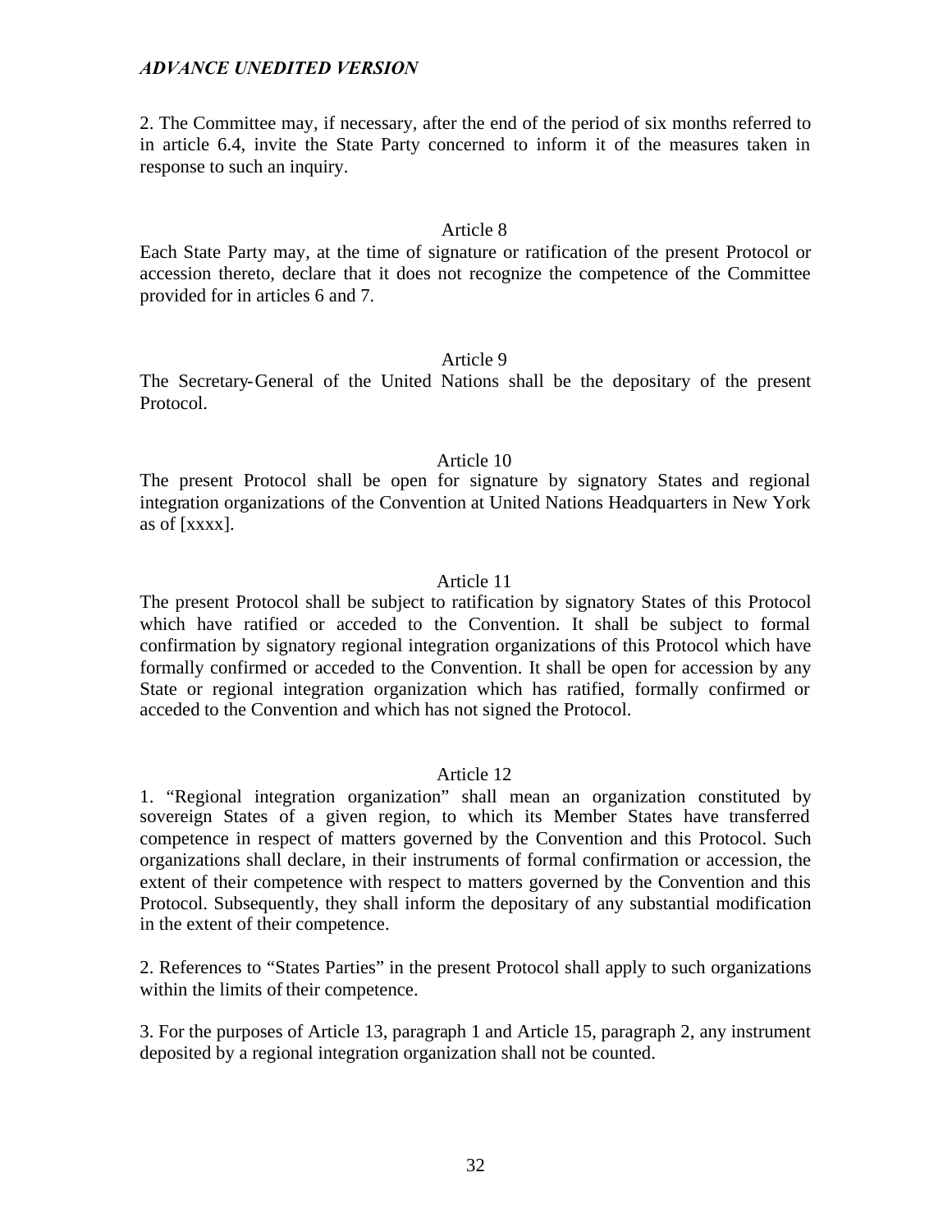2. The Committee may, if necessary, after the end of the period of six months referred to in article 6.4, invite the State Party concerned to inform it of the measures taken in response to such an inquiry.

### Article 8

Each State Party may, at the time of signature or ratification of the present Protocol or accession thereto, declare that it does not recognize the competence of the Committee provided for in articles 6 and 7.

### Article 9

The Secretary-General of the United Nations shall be the depositary of the present Protocol.

### Article 10

The present Protocol shall be open for signature by signatory States and regional integration organizations of the Convention at United Nations Headquarters in New York as of [xxxx].

### Article 11

The present Protocol shall be subject to ratification by signatory States of this Protocol which have ratified or acceded to the Convention. It shall be subject to formal confirmation by signatory regional integration organizations of this Protocol which have formally confirmed or acceded to the Convention. It shall be open for accession by any State or regional integration organization which has ratified, formally confirmed or acceded to the Convention and which has not signed the Protocol.

### Article 12

1. "Regional integration organization" shall mean an organization constituted by sovereign States of a given region, to which its Member States have transferred competence in respect of matters governed by the Convention and this Protocol. Such organizations shall declare, in their instruments of formal confirmation or accession, the extent of their competence with respect to matters governed by the Convention and this Protocol. Subsequently, they shall inform the depositary of any substantial modification in the extent of their competence.

2. References to "States Parties" in the present Protocol shall apply to such organizations within the limits of their competence.

3. For the purposes of Article 13, paragraph 1 and Article 15, paragraph 2, any instrument deposited by a regional integration organization shall not be counted.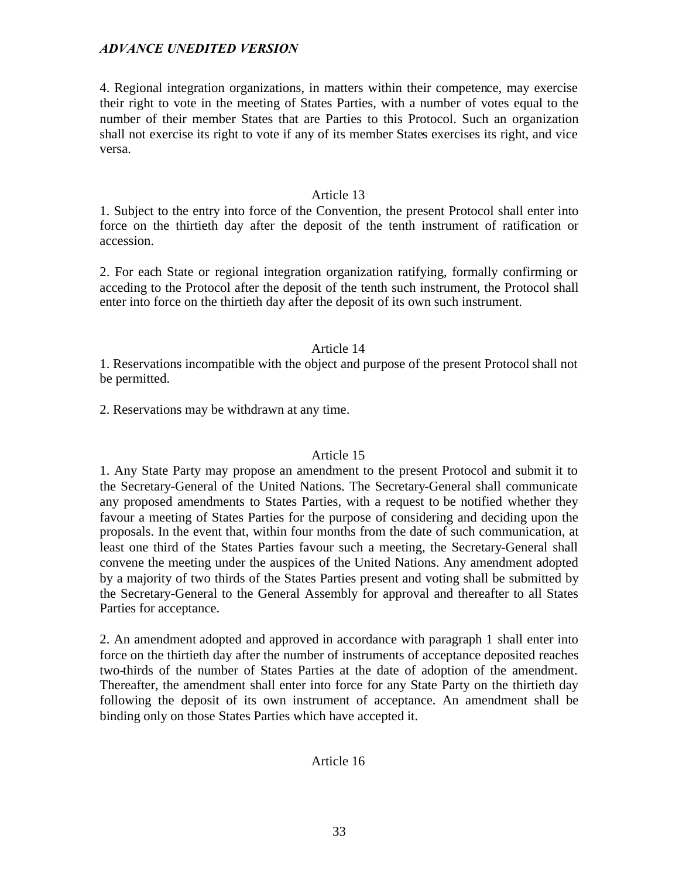4. Regional integration organizations, in matters within their competence, may exercise their right to vote in the meeting of States Parties, with a number of votes equal to the number of their member States that are Parties to this Protocol. Such an organization shall not exercise its right to vote if any of its member States exercises its right, and vice versa.

Article 13

1. Subject to the entry into force of the Convention, the present Protocol shall enter into force on the thirtieth day after the deposit of the tenth instrument of ratification or accession.

2. For each State or regional integration organization ratifying, formally confirming or acceding to the Protocol after the deposit of the tenth such instrument, the Protocol shall enter into force on the thirtieth day after the deposit of its own such instrument.

Article 14

1. Reservations incompatible with the object and purpose of the present Protocol shall not be permitted.

2. Reservations may be withdrawn at any time.

Article 15

1. Any State Party may propose an amendment to the present Protocol and submit it to the Secretary-General of the United Nations. The Secretary-General shall communicate any proposed amendments to States Parties, with a request to be notified whether they favour a meeting of States Parties for the purpose of considering and deciding upon the proposals. In the event that, within four months from the date of such communication, at least one third of the States Parties favour such a meeting, the Secretary-General shall convene the meeting under the auspices of the United Nations. Any amendment adopted by a majority of two thirds of the States Parties present and voting shall be submitted by the Secretary-General to the General Assembly for approval and thereafter to all States Parties for acceptance.

2. An amendment adopted and approved in accordance with paragraph 1 shall enter into force on the thirtieth day after the number of instruments of acceptance deposited reaches two-thirds of the number of States Parties at the date of adoption of the amendment. Thereafter, the amendment shall enter into force for any State Party on the thirtieth day following the deposit of its own instrument of acceptance. An amendment shall be binding only on those States Parties which have accepted it.

Article 16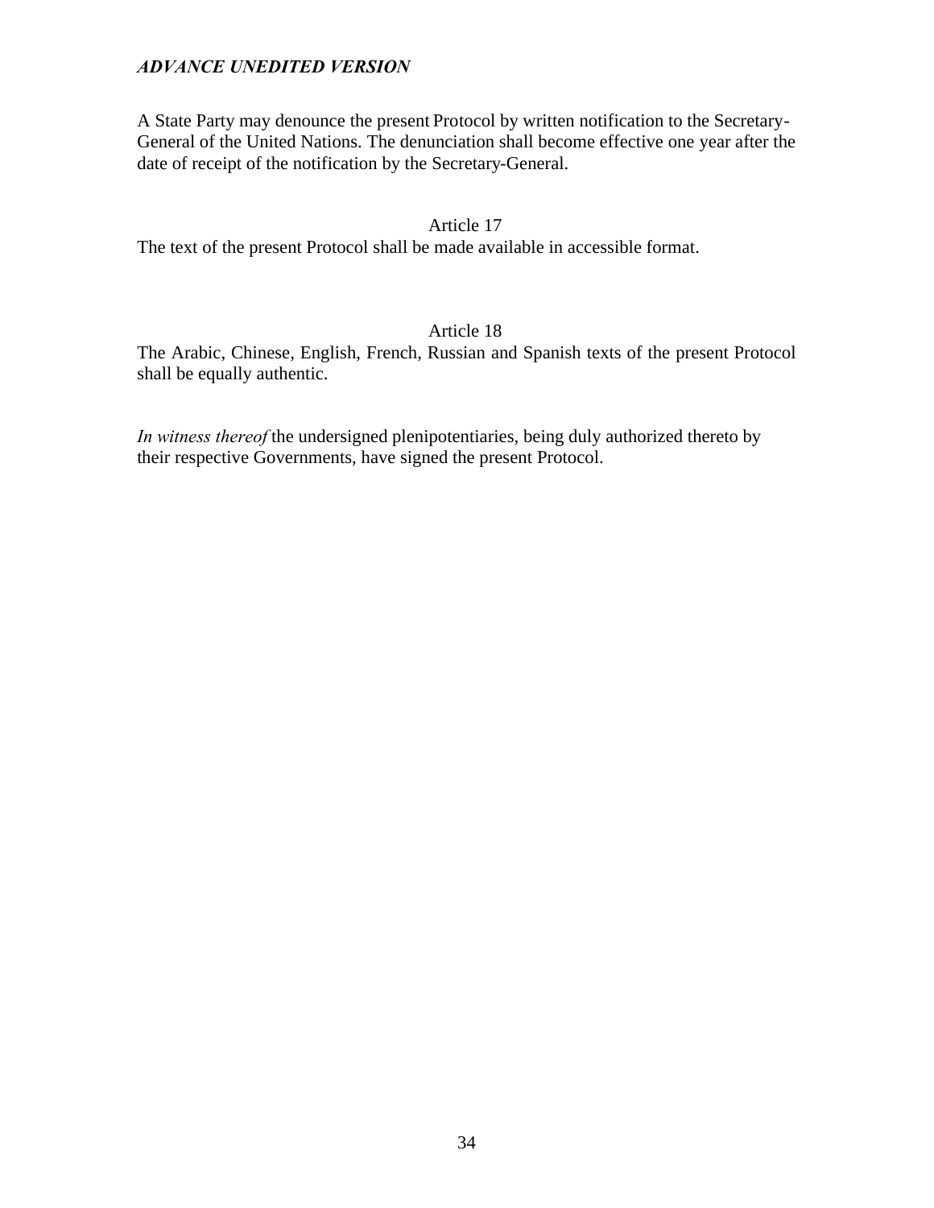A State Party may denounce the present Protocol by written notification to the Secretary-General of the United Nations. The denunciation shall become effective one year after the date of receipt of the notification by the Secretary-General.

### Article 17

The text of the present Protocol shall be made available in accessible format.

### Article 18

The Arabic, Chinese, English, French, Russian and Spanish texts of the present Protocol shall be equally authentic.

*In witness thereof* the undersigned plenipotentiaries, being duly authorized thereto by their respective Governments, have signed the present Protocol.